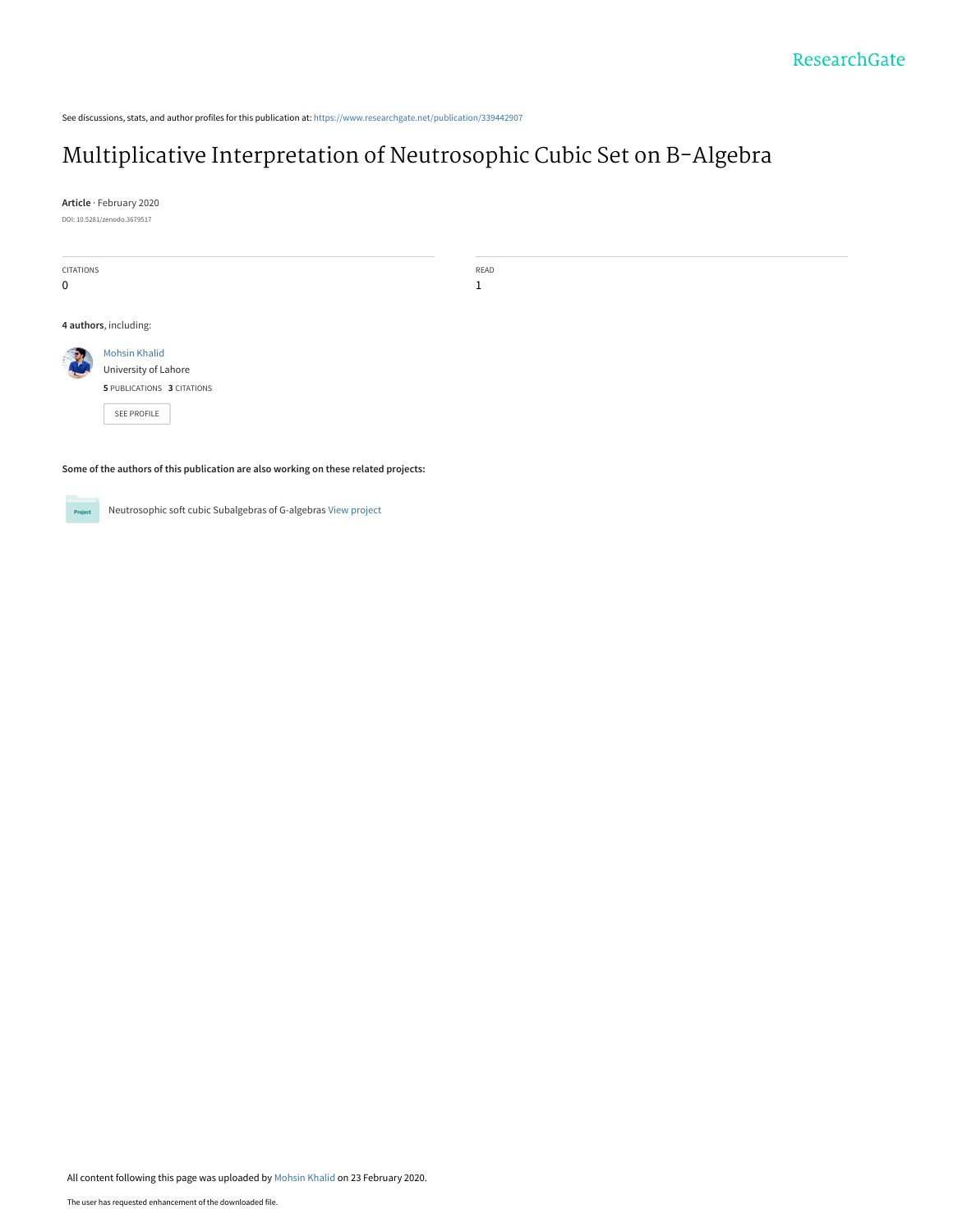See discussions, stats, and author profiles for this publication at: https://www.researchgate.net/publication/339442907

# Multiplicative Interpretation of Neutrosophic Cubic Set on B-Algebra

**Article** · February 2020

DOI: 10.5281/zenodo.3679517

| CITATIONS | READ |
| --- | --- |
| 0 | 1 |

**4 authors**, including:

Mohsin Khalid
University of Lahore
**5** PUBLICATIONS **3** CITATIONS

SEE PROFILE

**Some of the authors of this publication are also working on these related projects:**

Project: Neutrosophic soft cubic Subalgebras of G-algebras View project

All content following this page was uploaded by Mohsin Khalid on 23 February 2020.

The user has requested enhancement of the downloaded file.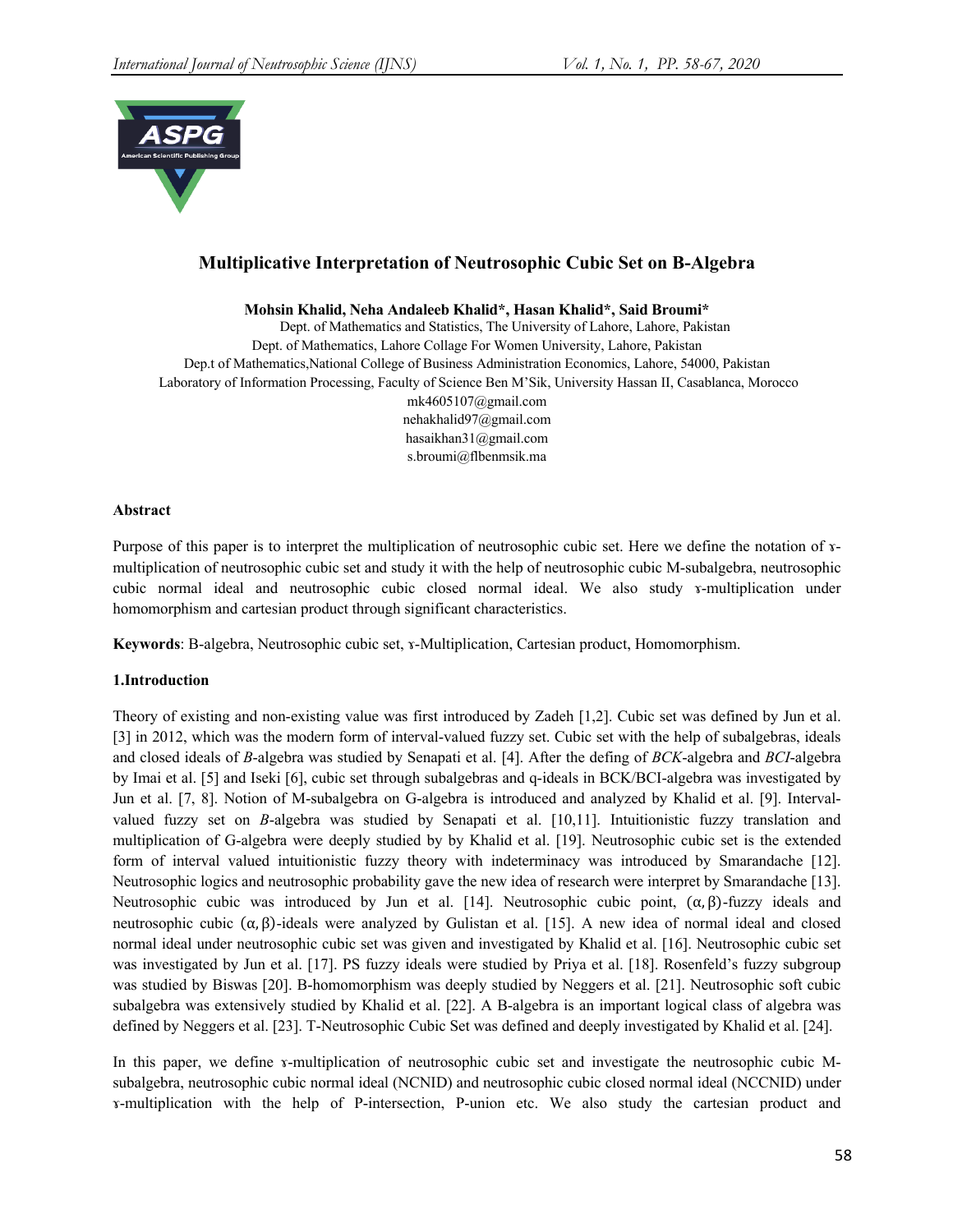# Multiplicative Interpretation of Neutrosophic Cubic Set on B-Algebra

**Mohsin Khalid, Neha Andaleeb Khalid\*, Hasan Khalid\*, Said Broumi\***

Dept. of Mathematics and Statistics, The University of Lahore, Lahore, Pakistan
Dept. of Mathematics, Lahore Collage For Women University, Lahore, Pakistan
Dep.t of Mathematics,National College of Business Administration Economics, Lahore, 54000, Pakistan
Laboratory of Information Processing, Faculty of Science Ben M'Sik, University Hassan II, Casablanca, Morocco
mk4605107@gmail.com
nehakhalid97@gmail.com
hasaikhan31@gmail.com
s.broumi@flbenmsik.ma

**Abstract**

Purpose of this paper is to interpret the multiplication of neutrosophic cubic set. Here we define the notation of ɤ-multiplication of neutrosophic cubic set and study it with the help of neutrosophic cubic M-subalgebra, neutrosophic cubic normal ideal and neutrosophic cubic closed normal ideal. We also study ɤ-multiplication under homomorphism and cartesian product through significant characteristics.

**Keywords**: B-algebra, Neutrosophic cubic set, ɤ-Multiplication, Cartesian product, Homomorphism.

**1.Introduction**

Theory of existing and non-existing value was first introduced by Zadeh [1,2]. Cubic set was defined by Jun et al. [3] in 2012, which was the modern form of interval-valued fuzzy set. Cubic set with the help of subalgebras, ideals and closed ideals of *B*-algebra was studied by Senapati et al. [4]. After the defing of *BCK*-algebra and *BCI*-algebra by Imai et al. [5] and Iseki [6], cubic set through subalgebras and q-ideals in BCK/BCI-algebra was investigated by Jun et al. [7, 8]. Notion of M-subalgebra on G-algebra is introduced and analyzed by Khalid et al. [9]. Interval-valued fuzzy set on *B*-algebra was studied by Senapati et al. [10,11]. Intuitionistic fuzzy translation and multiplication of G-algebra were deeply studied by by Khalid et al. [19]. Neutrosophic cubic set is the extended form of interval valued intuitionistic fuzzy theory with indeterminacy was introduced by Smarandache [12]. Neutrosophic logics and neutrosophic probability gave the new idea of research were interpret by Smarandache [13]. Neutrosophic cubic was introduced by Jun et al. [14]. Neutrosophic cubic point, $(\alpha, \beta)$-fuzzy ideals and neutrosophic cubic $(\alpha, \beta)$-ideals were analyzed by Gulistan et al. [15]. A new idea of normal ideal and closed normal ideal under neutrosophic cubic set was given and investigated by Khalid et al. [16]. Neutrosophic cubic set was investigated by Jun et al. [17]. PS fuzzy ideals were studied by Priya et al. [18]. Rosenfeld's fuzzy subgroup was studied by Biswas [20]. B-homomorphism was deeply studied by Neggers et al. [21]. Neutrosophic soft cubic subalgebra was extensively studied by Khalid et al. [22]. A B-algebra is an important logical class of algebra was defined by Neggers et al. [23]. T-Neutrosophic Cubic Set was defined and deeply investigated by Khalid et al. [24].

In this paper, we define ɤ-multiplication of neutrosophic cubic set and investigate the neutrosophic cubic M-subalgebra, neutrosophic cubic normal ideal (NCNID) and neutrosophic cubic closed normal ideal (NCCNID) under ɤ-multiplication with the help of P-intersection, P-union etc. We also study the cartesian product and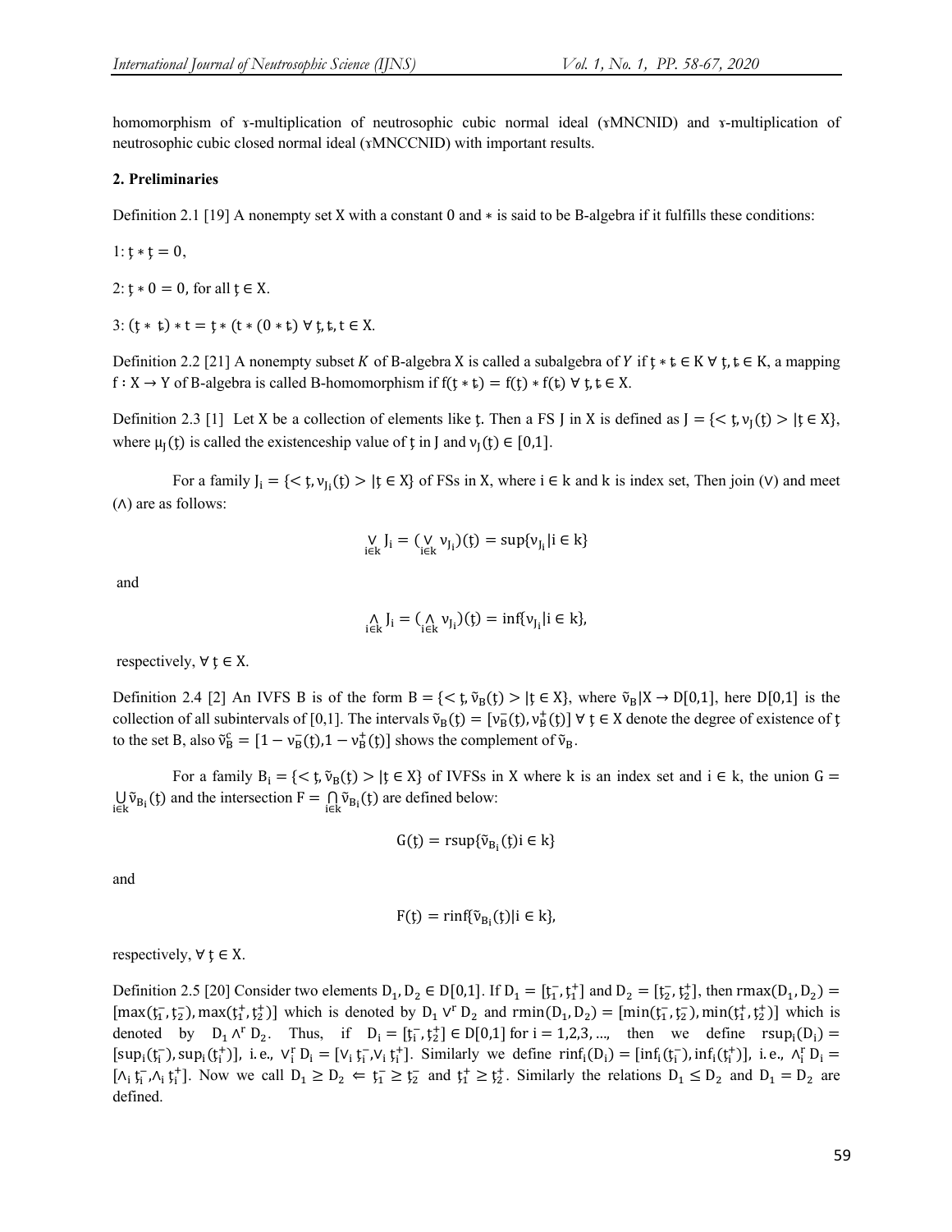homomorphism of ɤ-multiplication of neutrosophic cubic normal ideal (ɤMNCNID) and ɤ-multiplication of neutrosophic cubic closed normal ideal (ɤMNCCNID) with important results.

## 2. Preliminaries

Definition 2.1 [19] A nonempty set X with a constant 0 and $*$ is said to be B-algebra if it fulfills these conditions:

1: $ţ * ţ = 0$,

2: $ţ * 0 = 0$, for all $ţ \in X$.

3: $(ţ * ŧ) * t = ţ * (t * (0 * ŧ))$ $\forall\, ţ, ŧ, t \in X$.

Definition 2.2 [21] A nonempty subset $K$ of B-algebra X is called a subalgebra of $Y$ if $ţ * ŧ \in K$ $\forall\, ţ, ŧ \in K$, a mapping $f : X \to Y$ of B-algebra is called B-homomorphism if $f(ţ * ŧ) = f(ţ) * f(ŧ)$ $\forall\, ţ, ŧ \in X$.

Definition 2.3 [1] Let X be a collection of elements like ţ. Then a FS J in X is defined as $J = \{< ţ, \nu_J(ţ) > | ţ \in X\}$, where $\mu_J(ţ)$ is called the existenceship value of ţ in J and $\nu_J(ţ) \in [0,1]$.

For a family $J_i = \{< ţ, \nu_{J_i}(ţ) > | ţ \in X\}$ of FSs in X, where $i \in k$ and k is index set, Then join $(\vee)$ and meet $(\wedge)$ are as follows:

$$\bigvee_{i \in k} J_i = (\bigvee_{i \in k} \nu_{J_i})(ţ) = \sup\{\nu_{J_i} | i \in k\}$$

and

$$\bigwedge_{i \in k} J_i = (\bigwedge_{i \in k} \nu_{J_i})(ţ) = \inf\{\nu_{J_i} | i \in k\},$$

respectively, $\forall\, ţ \in X$.

Definition 2.4 [2] An IVFS B is of the form $B = \{< ţ, \tilde{\nu}_B(ţ) > | ţ \in X\}$, where $\tilde{\nu}_B | X \to D[0,1]$, here $D[0,1]$ is the collection of all subintervals of [0,1]. The intervals $\tilde{\nu}_B(ţ) = [\nu_B^-(ţ), \nu_B^+(ţ)]$ $\forall\, ţ \in X$ denote the degree of existence of ţ to the set B, also $\tilde{\nu}_B^c = [1 - \nu_B^-(ţ), 1 - \nu_B^+(ţ)]$ shows the complement of $\tilde{\nu}_B$.

For a family $B_i = \{< ţ, \tilde{\nu}_B(ţ) > | ţ \in X\}$ of IVFSs in X where k is an index set and $i \in k$, the union $G = \bigcup_{i \in k} \tilde{\nu}_{B_i}(ţ)$ and the intersection $F = \bigcap_{i \in k} \tilde{\nu}_{B_i}(ţ)$ are defined below:

$$G(ţ) = \text{rsup}\{\tilde{\nu}_{B_i}(ţ) i \in k\}$$

and

$$F(ţ) = \text{rinf}\{\tilde{\nu}_{B_i}(ţ) | i \in k\},$$

respectively, $\forall\, ţ \in X$.

Definition 2.5 [20] Consider two elements $D_1, D_2 \in D[0,1]$. If $D_1 = [ţ_1^-, ţ_1^+]$ and $D_2 = [ţ_2^-, ţ_2^+]$, then $\text{rmax}(D_1, D_2) = [\max(ţ_1^-, ţ_2^-), \max(ţ_1^+, ţ_2^+)]$ which is denoted by $D_1 \vee^r D_2$ and $\text{rmin}(D_1, D_2) = [\min(ţ_1^-, ţ_2^-), \min(ţ_1^+, ţ_2^+)]$ which is denoted by $D_1 \wedge^r D_2$. Thus, if $D_i = [ţ_i^-, ţ_i^+] \in D[0,1]$ for $i = 1,2,3, \ldots$, then we define $\text{rsup}_i(D_i) = [\sup_i(ţ_i^-), \sup_i(ţ_i^+)]$, i.e., $\vee_i^r D_i = [\vee_i ţ_i^-, \vee_i ţ_i^+]$. Similarly we define $\text{rinf}_i(D_i) = [\inf_i(ţ_i^-), \inf_i(ţ_i^+)]$, i.e., $\wedge_i^r D_i = [\wedge_i ţ_i^-, \wedge_i ţ_i^+]$. Now we call $D_1 \geq D_2 \Leftarrow ţ_1^- \geq ţ_2^-$ and $ţ_1^+ \geq ţ_2^+$. Similarly the relations $D_1 \leq D_2$ and $D_1 = D_2$ are defined.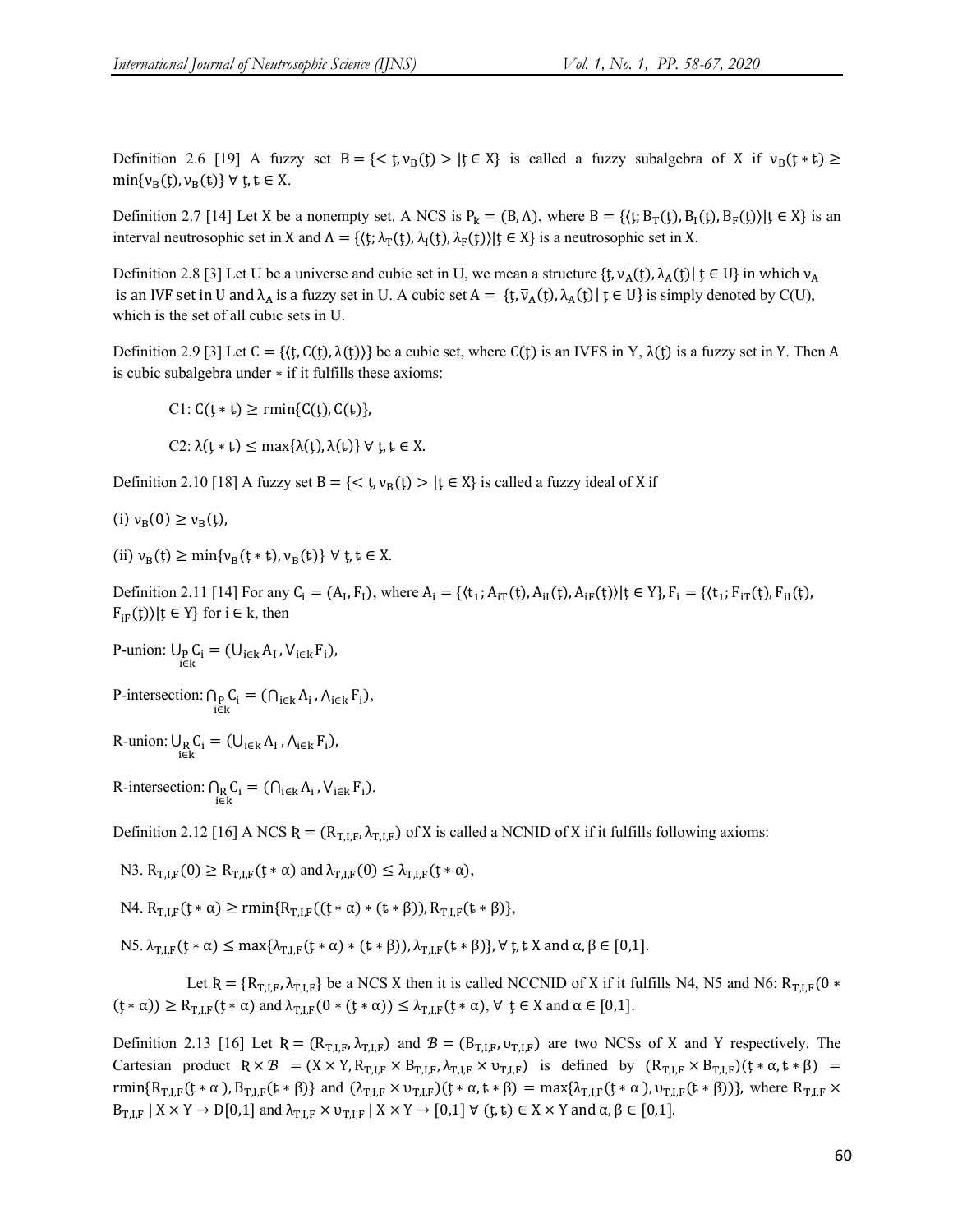Definition 2.6 [19] A fuzzy set $B = \{< ţ, \nu_B(ţ) > | ţ \in X\}$ is called a fuzzy subalgebra of X if $\nu_B(ţ * ŧ) \geq \min\{\nu_B(ţ), \nu_B(ŧ)\}\ \forall\ ţ, ŧ \in X$.

Definition 2.7 [14] Let X be a nonempty set. A NCS is $P_k = (B, \Lambda)$, where $B = \{\langle ţ; B_T(ţ), B_I(ţ), B_F(ţ)\rangle | ţ \in X\}$ is an interval neutrosophic set in X and $\Lambda = \{\langle ţ; \lambda_T(ţ), \lambda_I(ţ), \lambda_F(ţ)\rangle | ţ \in X\}$ is a neutrosophic set in X.

Definition 2.8 [3] Let U be a universe and cubic set in U, we mean a structure $\{ţ, \bar{\nu}_A(ţ), \lambda_A(ţ) | ţ \in U\}$ in which $\bar{\nu}_A$ is an IVF set in U and $\lambda_A$ is a fuzzy set in U. A cubic set $A = \{ţ, \bar{\nu}_A(ţ), \lambda_A(ţ) | ţ \in U\}$ is simply denoted by C(U), which is the set of all cubic sets in U.

Definition 2.9 [3] Let $C = \{\langle ţ, C(ţ), \lambda(ţ)\rangle\}$ be a cubic set, where $C(ţ)$ is an IVFS in Y, $\lambda(ţ)$ is a fuzzy set in Y. Then A is cubic subalgebra under $*$ if it fulfills these axioms:

C1: $C(ţ * ŧ) \geq \text{rmin}\{C(ţ), C(ŧ)\}$,

C2: $\lambda(ţ * ŧ) \leq \max\{\lambda(ţ), \lambda(ŧ)\}\ \forall\ ţ, ŧ \in X$.

Definition 2.10 [18] A fuzzy set $B = \{< ţ, \nu_B(ţ) > | ţ \in X\}$ is called a fuzzy ideal of X if

(i) $\nu_B(0) \geq \nu_B(ţ)$,

(ii) $\nu_B(ţ) \geq \min\{\nu_B(ţ * ŧ), \nu_B(ŧ)\}\ \forall\ ţ, ŧ \in X$.

Definition 2.11 [14] For any $C_i = (A_I, F_I)$, where $A_i = \{\langle t_1; A_{iT}(ţ), A_{iI}(ţ), A_{iF}(ţ)\rangle | ţ \in Y\}$, $F_i = \{\langle t_1; F_{iT}(ţ), F_{iI}(ţ), F_{iF}(ţ)\rangle | ţ \in Y\}$ for $i \in k$, then

P-union: $\bigcup_{P_{i\in k}} C_i = (\bigcup_{i\in k} A_I, \bigvee_{i\in k} F_i)$,

P-intersection: $\bigcap_{P_{i\in k}} C_i = (\bigcap_{i\in k} A_i, \bigwedge_{i\in k} F_i)$,

R-union: $\bigcup_{R_{i\in k}} C_i = (\bigcup_{i\in k} A_I, \bigwedge_{i\in k} F_i)$,

R-intersection: $\bigcap_{R_{i\in k}} C_i = (\bigcap_{i\in k} A_i, \bigvee_{i\in k} F_i)$.

Definition 2.12 [16] A NCS $Ʀ = (R_{T,I,F}, \lambda_{T,I,F})$ of X is called a NCNID of X if it fulfills following axioms:

N3. $R_{T,I,F}(0) \geq R_{T,I,F}(ţ * \alpha)$ and $\lambda_{T,I,F}(0) \leq \lambda_{T,I,F}(ţ * \alpha)$,

N4. $R_{T,I,F}(ţ * \alpha) \geq \text{rmin}\{R_{T,I,F}((ţ * \alpha) * (ŧ * \beta)), R_{T,I,F}(ŧ * \beta)\}$,

N5. $\lambda_{T,I,F}(ţ * \alpha) \leq \max\{\lambda_{T,I,F}(ţ * \alpha) * (ŧ * \beta)), \lambda_{T,I,F}(ŧ * \beta)\}$, $\forall$ ţ, ŧ X and $\alpha, \beta \in [0,1]$.

Let $Ʀ = \{R_{T,I,F}, \lambda_{T,I,F}\}$ be a NCS X then it is called NCCNID of X if it fulfills N4, N5 and N6: $R_{T,I,F}(0 * (ţ * \alpha)) \geq R_{T,I,F}(ţ * \alpha)$ and $\lambda_{T,I,F}(0 * (ţ * \alpha)) \leq \lambda_{T,I,F}(ţ * \alpha)$, $\forall$ ţ $\in$ X and $\alpha \in [0,1]$.

Definition 2.13 [16] Let $Ʀ = (R_{T,I,F}, \lambda_{T,I,F})$ and $\mathcal{B} = (B_{T,I,F}, \upsilon_{T,I,F})$ are two NCSs of X and Y respectively. The Cartesian product $Ʀ \times \mathcal{B} = (X \times Y, R_{T,I,F} \times B_{T,I,F}, \lambda_{T,I,F} \times \upsilon_{T,I,F})$ is defined by $(R_{T,I,F} \times B_{T,I,F})(ţ * \alpha, ŧ * \beta) = \text{rmin}\{R_{T,I,F}(ţ * \alpha), B_{T,I,F}(ŧ * \beta)\}$ and $(\lambda_{T,I,F} \times \upsilon_{T,I,F})(ţ * \alpha, ŧ * \beta) = \max\{\lambda_{T,I,F}(ţ * \alpha), \upsilon_{T,I,F}(ŧ * \beta)\}$, where $R_{T,I,F} \times B_{T,I,F} \mid X \times Y \to D[0,1]$ and $\lambda_{T,I,F} \times \upsilon_{T,I,F} \mid X \times Y \to [0,1]\ \forall\ (ţ, ŧ) \in X \times Y$ and $\alpha, \beta \in [0,1]$.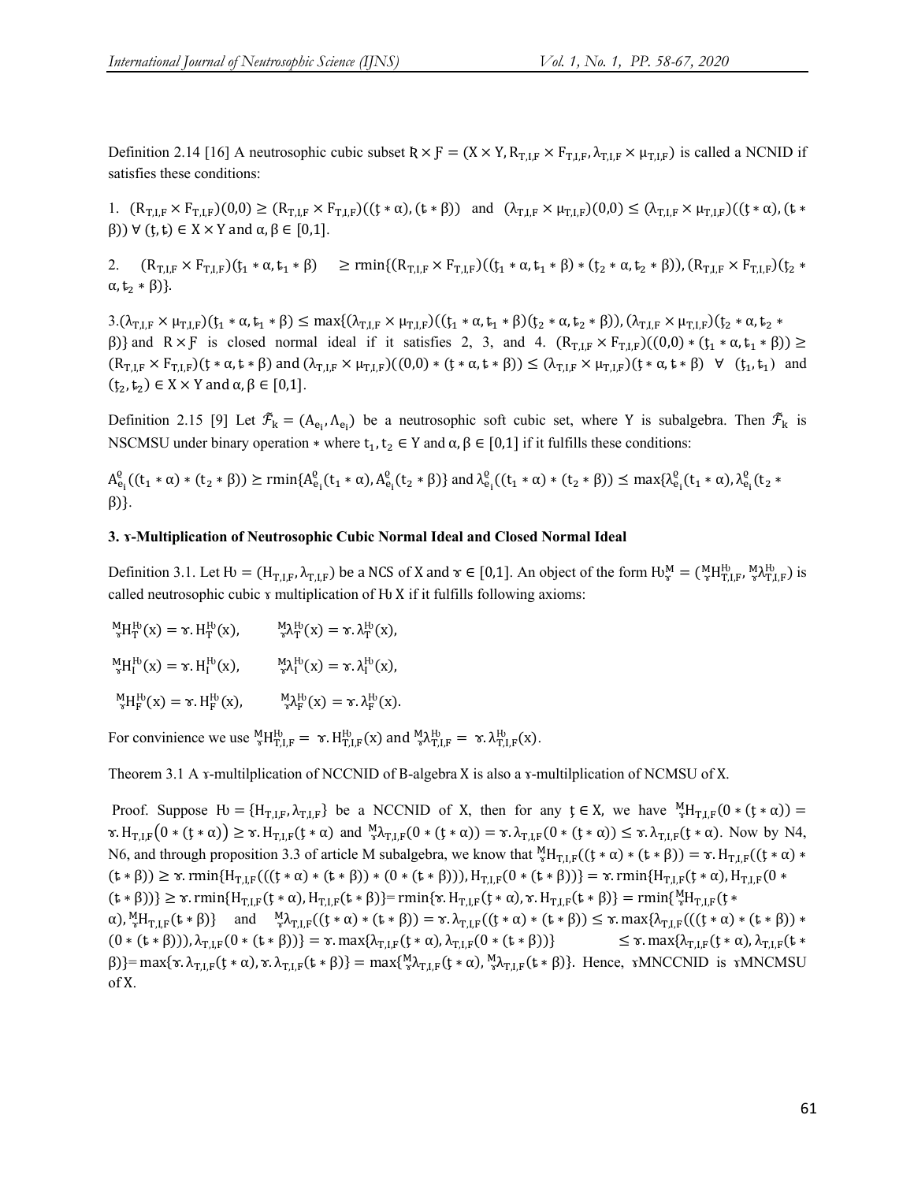Definition 2.14 [16] A neutrosophic cubic subset $\text{Ʀ} \times \text{Ƒ} = (X \times Y, R_{T,I,F} \times F_{T,I,F}, \lambda_{T,I,F} \times \mu_{T,I,F})$ is called a NCNID if satisfies these conditions:

1. $(R_{T,I,F} \times F_{T,I,F})(0,0) \geq (R_{T,I,F} \times F_{T,I,F})((\text{ţ} * \alpha), (\text{ŧ} * \beta))$ and $(\lambda_{T,I,F} \times \mu_{T,I,F})(0,0) \leq (\lambda_{T,I,F} \times \mu_{T,I,F})((\text{ţ} * \alpha), (\text{ŧ} * \beta)) \ \forall \ (\text{ţ}, \text{ŧ}) \in X \times Y$ and $\alpha, \beta \in [0,1]$.

2. $(R_{T,I,F} \times F_{T,I,F})(\text{ţ}_1 * \alpha, \text{ŧ}_1 * \beta) \geq \text{rmin}\{(R_{T,I,F} \times F_{T,I,F})((\text{ţ}_1 * \alpha, \text{ŧ}_1 * \beta) * (\text{ţ}_2 * \alpha, \text{ŧ}_2 * \beta)), (R_{T,I,F} \times F_{T,I,F})(\text{ţ}_2 * \alpha, \text{ŧ}_2 * \beta)\}$.

3. $(\lambda_{T,I,F} \times \mu_{T,I,F})(\text{ţ}_1 * \alpha, \text{ŧ}_1 * \beta) \leq \max\{(\lambda_{T,I,F} \times \mu_{T,I,F})((\text{ţ}_1 * \alpha, \text{ŧ}_1 * \beta)(\text{ţ}_2 * \alpha, \text{ŧ}_2 * \beta)), (\lambda_{T,I,F} \times \mu_{T,I,F})(\text{ţ}_2 * \alpha, \text{ŧ}_2 * \beta)\}$ and $\text{Ʀ} \times \text{Ƒ}$ is closed normal ideal if it satisfies 2, 3, and 4. $(R_{T,I,F} \times F_{T,I,F})((0,0) * (\text{ţ}_1 * \alpha, \text{ŧ}_1 * \beta)) \geq (R_{T,I,F} \times F_{T,I,F})(\text{ţ} * \alpha, \text{ŧ} * \beta)$ and $(\lambda_{T,I,F} \times \mu_{T,I,F})((0,0) * (\text{ţ} * \alpha, \text{ŧ} * \beta)) \leq (\lambda_{T,I,F} \times \mu_{T,I,F})(\text{ţ} * \alpha, \text{ŧ} * \beta) \ \forall \ (\text{ţ}_1, \text{ŧ}_1)$ and $(\text{ţ}_2, \text{ŧ}_2) \in X \times Y$ and $\alpha, \beta \in [0,1]$.

Definition 2.15 [9] Let $\tilde{\mathcal{F}}_k = (A_{e_i}, \Lambda_{e_i})$ be a neutrosophic soft cubic set, where Y is subalgebra. Then $\tilde{\mathcal{F}}_k$ is NSCMSU under binary operation $*$ where $t_1, t_2 \in Y$ and $\alpha, \beta \in [0,1]$ if it fulfills these conditions:

$A^{\varrho}_{e_i}((t_1 * \alpha) * (t_2 * \beta)) \geq \text{rmin}\{A^{\varrho}_{e_i}(t_1 * \alpha), A^{\varrho}_{e_i}(t_2 * \beta)\}$ and $\lambda^{\varrho}_{e_i}((t_1 * \alpha) * (t_2 * \beta)) \leq \max\{\lambda^{\varrho}_{e_i}(t_1 * \alpha), \lambda^{\varrho}_{e_i}(t_2 * \beta)\}$.

### 3. ɤ-Multiplication of Neutrosophic Cubic Normal Ideal and Closed Normal Ideal

Definition 3.1. Let $\text{Ƕ} = (H_{T,I,F}, \lambda_{T,I,F})$ be a NCS of X and $\gamma \in [0,1]$. An object of the form $\text{Ƕ}^M_\gamma = ({}^M_\gamma H^{\text{Ƕ}}_{T,I,F}, {}^M_\gamma \lambda^{\text{Ƕ}}_{T,I,F})$ is called neutrosophic cubic ɤ multiplication of Ƕ X if it fulfills following axioms:

$${}^M_\gamma H^{\text{Ƕ}}_T(x) = \gamma . H^{\text{Ƕ}}_T(x), \qquad {}^M_\gamma \lambda^{\text{Ƕ}}_T(x) = \gamma . \lambda^{\text{Ƕ}}_T(x),$$

$${}^M_\gamma H^{\text{Ƕ}}_I(x) = \gamma . H^{\text{Ƕ}}_I(x), \qquad {}^M_\gamma \lambda^{\text{Ƕ}}_I(x) = \gamma . \lambda^{\text{Ƕ}}_I(x),$$

$${}^M_\gamma H^{\text{Ƕ}}_F(x) = \gamma . H^{\text{Ƕ}}_F(x), \qquad {}^M_\gamma \lambda^{\text{Ƕ}}_F(x) = \gamma . \lambda^{\text{Ƕ}}_F(x).$$

For convinience we use ${}^M_\gamma H^{\text{Ƕ}}_{T,I,F} = \gamma . H^{\text{Ƕ}}_{T,I,F}(x)$ and ${}^M_\gamma \lambda^{\text{Ƕ}}_{T,I,F} = \gamma . \lambda^{\text{Ƕ}}_{T,I,F}(x)$.

Theorem 3.1 A ɤ-multilplication of NCCNID of B-algebra X is also a ɤ-multilplication of NCMSU of X.

Proof. Suppose $\text{Ƕ} = \{H_{T,I,F}, \lambda_{T,I,F}\}$ be a NCCNID of X, then for any $\text{ţ} \in X$, we have ${}^M_\gamma H_{T,I,F}(0 * (\text{ţ} * \alpha)) = \gamma . H_{T,I,F}(0 * (\text{ţ} * \alpha)) \geq \gamma . H_{T,I,F}(\text{ţ} * \alpha)$ and ${}^M_\gamma \lambda_{T,I,F}(0 * (\text{ţ} * \alpha)) = \gamma . \lambda_{T,I,F}(0 * (\text{ţ} * \alpha)) \leq \gamma . \lambda_{T,I,F}(\text{ţ} * \alpha)$. Now by N4, N6, and through proposition 3.3 of article M subalgebra, we know that ${}^M_\gamma H_{T,I,F}((\text{ţ} * \alpha) * (\text{ŧ} * \beta)) = \gamma . H_{T,I,F}((\text{ţ} * \alpha) * (\text{ŧ} * \beta)) \geq \gamma . \text{rmin}\{H_{T,I,F}(((\text{ţ} * \alpha) * (\text{ŧ} * \beta)) * (0 * (\text{ŧ} * \beta))), H_{T,I,F}(0 * (\text{ŧ} * \beta))\} = \gamma . \text{rmin}\{H_{T,I,F}(\text{ţ} * \alpha), H_{T,I,F}(0 * (\text{ŧ} * \beta))\} \geq \gamma . \text{rmin}\{H_{T,I,F}(\text{ţ} * \alpha), H_{T,I,F}(\text{ŧ} * \beta)\} = \text{rmin}\{\gamma . H_{T,I,F}(\text{ţ} * \alpha), \gamma . H_{T,I,F}(\text{ŧ} * \beta)\} = \text{rmin}\{{}^M_\gamma H_{T,I,F}(\text{ţ} * \alpha), {}^M_\gamma H_{T,I,F}(\text{ŧ} * \beta)\}$ and ${}^M_\gamma \lambda_{T,I,F}((\text{ţ} * \alpha) * (\text{ŧ} * \beta)) = \gamma . \lambda_{T,I,F}((\text{ţ} * \alpha) * (\text{ŧ} * \beta)) \leq \gamma . \max\{\lambda_{T,I,F}(((\text{ţ} * \alpha) * (\text{ŧ} * \beta)) * (0 * (\text{ŧ} * \beta))), \lambda_{T,I,F}(0 * (\text{ŧ} * \beta))\} = \gamma . \max\{\lambda_{T,I,F}(\text{ţ} * \alpha), \lambda_{T,I,F}(0 * (\text{ŧ} * \beta))\} \leq \gamma . \max\{\lambda_{T,I,F}(\text{ţ} * \alpha), \lambda_{T,I,F}(\text{ŧ} * \beta)\} = \max\{\gamma . \lambda_{T,I,F}(\text{ţ} * \alpha), \gamma . \lambda_{T,I,F}(\text{ŧ} * \beta)\} = \max\{{}^M_\gamma \lambda_{T,I,F}(\text{ţ} * \alpha), {}^M_\gamma \lambda_{T,I,F}(\text{ŧ} * \beta)\}$. Hence, ɤMNCCNID is ɤMNCMSU of X.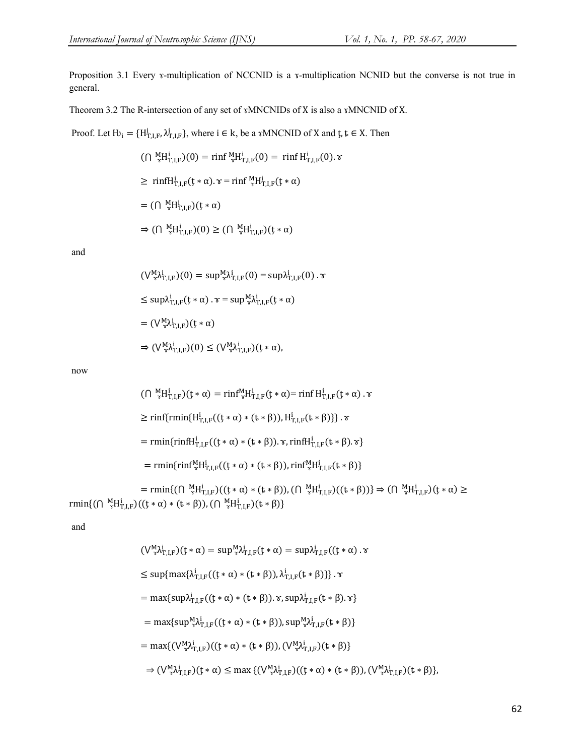Proposition 3.1 Every ɤ-multiplication of NCCNID is a ɤ-multiplication NCNID but the converse is not true in general.

Theorem 3.2 The R-intersection of any set of ɤMNCNIDs of X is also a ɤMNCNID of X.

Proof. Let $Ƕ_i = \{H^i_{T,I,F}, \lambda^i_{T,I,F}\}$, where $i \in k$, be a ɤMNCNID of X and $ʈ, ƀ \in X$. Then

$$(\cap\ {}^M_ɤ H^i_{T,I,F})(0) = \text{rinf}\ {}^M_ɤ H^i_{T,I,F}(0) = \text{rinf}\ H^i_{T,I,F}(0).ɤ$$

$$\geq \text{rinf} H^i_{T,I,F}(ʈ * \alpha).ɤ = \text{rinf}\ {}^M_ɤ H^i_{T,I,F}(ʈ * \alpha)$$

$$= (\cap\ {}^M_ɤ H^i_{T,I,F})(ʈ * \alpha)$$

$$\Rightarrow (\cap\ {}^M_ɤ H^i_{T,I,F})(0) \geq (\cap\ {}^M_ɤ H^i_{T,I,F})(ʈ * \alpha)$$

and

$$(\vee^M_ɤ \lambda^i_{T,I,F})(0) = \sup{}^M_ɤ \lambda^i_{T,I,F}(0) = \sup \lambda^i_{T,I,F}(0).ɤ$$

$$\leq \sup \lambda^i_{T,I,F}(ʈ * \alpha).ɤ = \sup{}^M_ɤ \lambda^i_{T,I,F}(ʈ * \alpha)$$

$$= (\vee^M_ɤ \lambda^i_{T,I,F})(ʈ * \alpha)$$

$$\Rightarrow (\vee^M_ɤ \lambda^i_{T,I,F})(0) \leq (\vee^M_ɤ \lambda^i_{T,I,F})(ʈ * \alpha),$$

now

$$(\cap\ {}^M_ɤ H^i_{T,I,F})(ʈ * \alpha) = \text{rinf}{}^M_ɤ H^i_{T,I,F}(ʈ * \alpha) = \text{rinf}\ H^i_{T,I,F}(ʈ * \alpha).ɤ$$

$$\geq \text{rinf}\{\text{rmin}\{H^i_{T,I,F}((ʈ * \alpha) * (ƀ * \beta)), H^i_{T,I,F}(ƀ * \beta)\}\}.ɤ$$

$$= \text{rmin}\{\text{rinf} H^i_{T,I,F}((ʈ * \alpha) * (ƀ * \beta)).ɤ, \text{rinf} H^i_{T,I,F}(ƀ * \beta).ɤ\}$$

$$= \text{rmin}\{\text{rinf}{}^M_ɤ H^i_{T,I,F}((ʈ * \alpha) * (ƀ * \beta)), \text{rinf}{}^M_ɤ H^i_{T,I,F}(ƀ * \beta)\}$$

$$= \text{rmin}\{(\cap\ {}^M_ɤ H^i_{T,I,F})((ʈ * \alpha) * (ƀ * \beta)), (\cap\ {}^M_ɤ H^i_{T,I,F})((ƀ * \beta))\} \Rightarrow (\cap\ {}^M_ɤ H^i_{T,I,F})(ʈ * \alpha) \geq \text{rmin}\{(\cap\ {}^M_ɤ H^i_{T,I,F})((ʈ * \alpha) * (ƀ * \beta)), (\cap\ {}^M_ɤ H^i_{T,I,F})(ƀ * \beta)\}$$

and

$$(\vee^M_ɤ \lambda^i_{T,I,F})(ʈ * \alpha) = \sup{}^M_ɤ \lambda^i_{T,I,F}(ʈ * \alpha) = \sup \lambda^i_{T,I,F}((ʈ * \alpha).ɤ$$

$$\leq \sup\{\max\{\lambda^i_{T,I,F}((ʈ * \alpha) * (ƀ * \beta)), \lambda^i_{T,I,F}(ƀ * \beta)\}\}.ɤ$$

$$= \max\{\sup \lambda^i_{T,I,F}((ʈ * \alpha) * (ƀ * \beta)).ɤ, \sup \lambda^i_{T,I,F}(ƀ * \beta).ɤ\}$$

$$= \max\{\sup{}^M_ɤ \lambda^i_{T,I,F}((ʈ * \alpha) * (ƀ * \beta)), \sup{}^M_ɤ \lambda^i_{T,I,F}(ƀ * \beta)\}$$

$$= \max\{(\vee^M_ɤ \lambda^i_{T,I,F})((ʈ * \alpha) * (ƀ * \beta)), (\vee^M_ɤ \lambda^i_{T,I,F})(ƀ * \beta)\}$$

$$\Rightarrow (\vee^M_ɤ \lambda^i_{T,I,F})(ʈ * \alpha) \leq \max\{(\vee^M_ɤ \lambda^i_{T,I,F})((ʈ * \alpha) * (ƀ * \beta)), (\vee^M_ɤ \lambda^i_{T,I,F})(ƀ * \beta)\},$$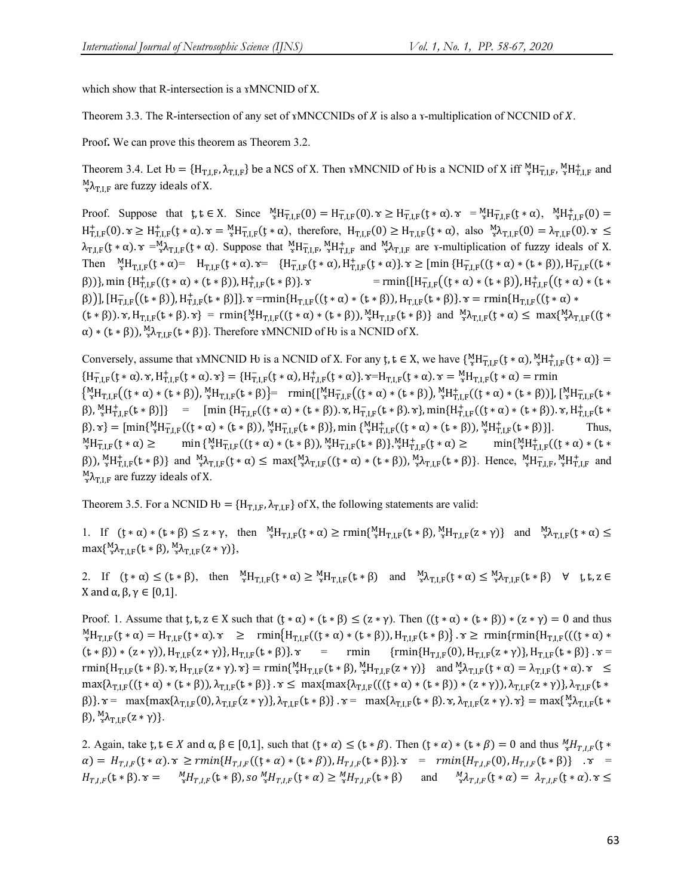which show that R-intersection is a ɤMNCNID of X.

Theorem 3.3. The R-intersection of any set of ɤMNCCNIDs of $X$ is also a ɤ-multiplication of NCCNID of $X$.

Proof**.** We can prove this theorem as Theorem 3.2.

Theorem 3.4. Let $Ƕ = \{H_{T,I,F}, \lambda_{T,I,F}\}$ be a NCS of X. Then ɤMNCNID of Ƕ is a NCNID of X iff ${}^{M}_{ɤ}H^{-}_{T,I,F}$, ${}^{M}_{ɤ}H^{+}_{T,I,F}$ and ${}^{M}_{ɤ}\lambda_{T,I,F}$ are fuzzy ideals of X.

Proof. Suppose that $ȶ, ȶ \in X$. Since ${}^{M}_{ɤ}H^{-}_{T,I,F}(0) = H^{-}_{T,I,F}(0).ɤ \geq H^{-}_{T,I,F}(ȶ * \alpha).ɤ = {}^{M}_{ɤ}H^{-}_{T,I,F}(ȶ * \alpha)$, ${}^{M}_{ɤ}H^{+}_{T,I,F}(0) = H^{+}_{T,I,F}(0).ɤ \geq H^{+}_{T,I,F}(ȶ * \alpha).ɤ = {}^{M}_{ɤ}H^{-}_{T,I,F}(ȶ * \alpha)$, therefore, $H_{T,I,F}(0) \geq H_{T,I,F}(ȶ * \alpha)$, also ${}^{M}_{ɤ}\lambda_{T,I,F}(0) = \lambda_{T,I,F}(0).ɤ \leq \lambda_{T,I,F}(ȶ * \alpha).ɤ = {}^{M}_{ɤ}\lambda_{T,I,F}(ȶ * \alpha)$. Suppose that ${}^{M}_{ɤ}H^{-}_{T,I,F}$, ${}^{M}_{ɤ}H^{+}_{T,I,F}$ and ${}^{M}_{ɤ}\lambda_{T,I,F}$ are ɤ-multiplication of fuzzy ideals of X. Then ${}^{M}_{ɤ}H_{T,I,F}(ȶ * \alpha) = H_{T,I,F}(ȶ * \alpha).ɤ = \{H^{-}_{T,I,F}(ȶ * \alpha), H^{+}_{T,I,F}(ȶ * \alpha)\}.ɤ \geq [\min\{H^{-}_{T,I,F}((ȶ * \alpha) * (ȶ * \beta)), H^{-}_{T,I,F}((ȶ * \beta))\}, \min\{H^{+}_{T,I,F}((ȶ * \alpha) * (ȶ * \beta)), H^{+}_{T,I,F}(ȶ * \beta)\}.ɤ = \text{rmin}\{[H^{-}_{T,I,F}((ȶ * \alpha) * (ȶ * \beta)), H^{+}_{T,I,F}((ȶ * \alpha) * (ȶ * \beta))], [H^{-}_{T,I,F}((ȶ * \beta)), H^{+}_{T,I,F}(ȶ * \beta)]\}.ɤ = \text{rmin}\{H_{T,I,F}((ȶ * \alpha) * (ȶ * \beta)), H_{T,I,F}(ȶ * \beta)\}.ɤ = \text{rmin}\{H_{T,I,F}((ȶ * \alpha) * (ȶ * \beta)).ɤ, H_{T,I,F}(ȶ * \beta).ɤ\} = \text{rmin}\{{}^{M}_{ɤ}H_{T,I,F}((ȶ * \alpha) * (ȶ * \beta)), {}^{M}_{ɤ}H_{T,I,F}(ȶ * \beta)\}$ and ${}^{M}_{ɤ}\lambda_{T,I,F}(ȶ * \alpha) \leq \max\{{}^{M}_{ɤ}\lambda_{T,I,F}((ȶ * \alpha) * (ȶ * \beta)), {}^{M}_{ɤ}\lambda_{T,I,F}(ȶ * \beta)\}$. Therefore ɤMNCNID of Ƕ is a NCNID of X.

Conversely, assume that ɤMNCNID Ƕ is a NCNID of X. For any $ȶ, ȶ \in X$, we have $\{{}^{M}_{ɤ}H^{-}_{T,I,F}(ȶ * \alpha), {}^{M}_{ɤ}H^{+}_{T,I,F}(ȶ * \alpha)\} = \{H^{-}_{T,I,F}(ȶ * \alpha).ɤ, H^{+}_{T,I,F}(ȶ * \alpha).ɤ\} = \{H^{-}_{T,I,F}(ȶ * \alpha), H^{+}_{T,I,F}(ȶ * \alpha)\}.ɤ = H_{T,I,F}(ȶ * \alpha).ɤ = {}^{M}_{ɤ}H_{T,I,F}(ȶ * \alpha) = \text{rmin}\{{}^{M}_{ɤ}H_{T,I,F}((ȶ * \alpha) * (ȶ * \beta)), {}^{M}_{ɤ}H_{T,I,F}(ȶ * \beta)\} = \text{rmin}\{[{}^{M}_{ɤ}H^{-}_{T,I,F}((ȶ * \alpha) * (ȶ * \beta)), {}^{M}_{ɤ}H^{+}_{T,I,F}((ȶ * \alpha) * (ȶ * \beta))], [{}^{M}_{ɤ}H^{-}_{T,I,F}(ȶ * \beta), {}^{M}_{ɤ}H^{+}_{T,I,F}(ȶ * \beta)]\} = [\min\{H^{-}_{T,I,F}((ȶ * \alpha) * (ȶ * \beta)).ɤ, H^{-}_{T,I,F}(ȶ * \beta).ɤ\}, \min\{H^{+}_{T,I,F}((ȶ * \alpha) * (ȶ * \beta)).ɤ, H^{+}_{T,I,F}(ȶ * \beta).ɤ\} = [\min\{{}^{M}_{ɤ}H^{-}_{T,I,F}((ȶ * \alpha) * (ȶ * \beta)), {}^{M}_{ɤ}H^{-}_{T,I,F}(ȶ * \beta)\}, \min\{{}^{M}_{ɤ}H^{+}_{T,I,F}((ȶ * \alpha) * (ȶ * \beta)), {}^{M}_{ɤ}H^{+}_{T,I,F}(ȶ * \beta)\}]$. Thus, ${}^{M}_{ɤ}H^{-}_{T,I,F}(ȶ * \alpha) \geq \min\{{}^{M}_{ɤ}H^{-}_{T,I,F}((ȶ * \alpha) * (ȶ * \beta)), {}^{M}_{ɤ}H^{-}_{T,I,F}(ȶ * \beta)\}$, ${}^{M}_{ɤ}H^{+}_{T,I,F}(ȶ * \alpha) \geq \min\{{}^{M}_{ɤ}H^{+}_{T,I,F}((ȶ * \alpha) * (ȶ * \beta)), {}^{M}_{ɤ}H^{+}_{T,I,F}(ȶ * \beta)\}$ and ${}^{M}_{ɤ}\lambda_{T,I,F}(ȶ * \alpha) \leq \max\{{}^{M}_{ɤ}\lambda_{T,I,F}((ȶ * \alpha) * (ȶ * \beta)), {}^{M}_{ɤ}\lambda_{T,I,F}(ȶ * \beta)\}$. Hence, ${}^{M}_{ɤ}H^{-}_{T,I,F}$, ${}^{M}_{ɤ}H^{+}_{T,I,F}$ and ${}^{M}_{ɤ}\lambda_{T,I,F}$ are fuzzy ideals of X.

Theorem 3.5. For a NCNID $Ƕ = \{H_{T,I,F}, \lambda_{T,I,F}\}$ of X, the following statements are valid:

1. If $(ȶ * \alpha) * (ȶ * \beta) \leq z * \gamma$, then ${}^{M}_{ɤ}H_{T,I,F}(ȶ * \alpha) \geq \text{rmin}\{{}^{M}_{ɤ}H_{T,I,F}(ȶ * \beta), {}^{M}_{ɤ}H_{T,I,F}(z * \gamma)\}$ and ${}^{M}_{ɤ}\lambda_{T,I,F}(ȶ * \alpha) \leq \max\{{}^{M}_{ɤ}\lambda_{T,I,F}(ȶ * \beta), {}^{M}_{ɤ}\lambda_{T,I,F}(z * \gamma)\}$,

2. If $(ȶ * \alpha) \leq (ȶ * \beta)$, then ${}^{M}_{ɤ}H_{T,I,F}(ȶ * \alpha) \geq {}^{M}_{ɤ}H_{T,I,F}(ȶ * \beta)$ and ${}^{M}_{ɤ}\lambda_{T,I,F}(ȶ * \alpha) \leq {}^{M}_{ɤ}\lambda_{T,I,F}(ȶ * \beta)$ $\forall$ $ȶ, ȶ, z \in X$ and $\alpha, \beta, \gamma \in [0,1]$.

Proof. 1. Assume that $ȶ, ȶ, z \in X$ such that $(ȶ * \alpha) * (ȶ * \beta) \leq (z * \gamma)$. Then $((ȶ * \alpha) * (ȶ * \beta)) * (z * \gamma) = 0$ and thus ${}^{M}_{ɤ}H_{T,I,F}(ȶ * \alpha) = H_{T,I,F}(ȶ * \alpha).ɤ \geq \text{rmin}\{H_{T,I,F}((ȶ * \alpha) * (ȶ * \beta)), H_{T,I,F}(ȶ * \beta)\}.ɤ \geq \text{rmin}\{\text{rmin}\{H_{T,I,F}(((ȶ * \alpha) * (ȶ * \beta)) * (z * \gamma)), H_{T,I,F}(z * \gamma)\}, H_{T,I,F}(ȶ * \beta)\}.ɤ = \text{rmin}\{\text{rmin}\{H_{T,I,F}(0), H_{T,I,F}(z * \gamma)\}, H_{T,I,F}(ȶ * \beta)\}.ɤ = \text{rmin}\{H_{T,I,F}(ȶ * \beta).ɤ, H_{T,I,F}(z * \gamma).ɤ\} = \text{rmin}\{{}^{M}_{ɤ}H_{T,I,F}(ȶ * \beta), {}^{M}_{ɤ}H_{T,I,F}(z * \gamma)\}$ and ${}^{M}_{ɤ}\lambda_{T,I,F}(ȶ * \alpha) = \lambda_{T,I,F}(ȶ * \alpha).ɤ \leq \max\{\lambda_{T,I,F}((ȶ * \alpha) * (ȶ * \beta)), \lambda_{T,I,F}(ȶ * \beta)\}.ɤ \leq \max\{\max\{\lambda_{T,I,F}(((ȶ * \alpha) * (ȶ * \beta)) * (z * \gamma)), \lambda_{T,I,F}(z * \gamma)\}, \lambda_{T,I,F}(ȶ * \beta)\}.ɤ = \max\{\max\{\lambda_{T,I,F}(0), \lambda_{T,I,F}(z * \gamma)\}, \lambda_{T,I,F}(ȶ * \beta)\}.ɤ = \max\{\lambda_{T,I,F}(ȶ * \beta).ɤ, \lambda_{T,I,F}(z * \gamma).ɤ\} = \max\{{}^{M}_{ɤ}\lambda_{T,I,F}(ȶ * \beta), {}^{M}_{ɤ}\lambda_{T,I,F}(z * \gamma)\}$.

2. Again, take $ȶ, ȶ \in X$ and $\alpha, \beta \in [0,1]$, such that $(ȶ * \alpha) \leq (ȶ * \beta)$. Then $(ȶ * \alpha) * (ȶ * \beta) = 0$ and thus ${}^{M}_{ɤ}H_{T,I,F}(ȶ * \alpha) = H_{T,I,F}(ȶ * \alpha).ɤ \geq rmin\{H_{T,I,F}((ȶ * \alpha) * (ȶ * \beta)), H_{T,I,F}(ȶ * \beta)\}.ɤ = rmin\{H_{T,I,F}(0), H_{T,I,F}(ȶ * \beta)\}.ɤ = H_{T,I,F}(ȶ * \beta).ɤ = {}^{M}_{ɤ}H_{T,I,F}(ȶ * \beta)$, so ${}^{M}_{ɤ}H_{T,I,F}(ȶ * \alpha) \geq {}^{M}_{ɤ}H_{T,I,F}(ȶ * \beta)$ and ${}^{M}_{ɤ}\lambda_{T,I,F}(ȶ * \alpha) = \lambda_{T,I,F}(ȶ * \alpha).ɤ \leq$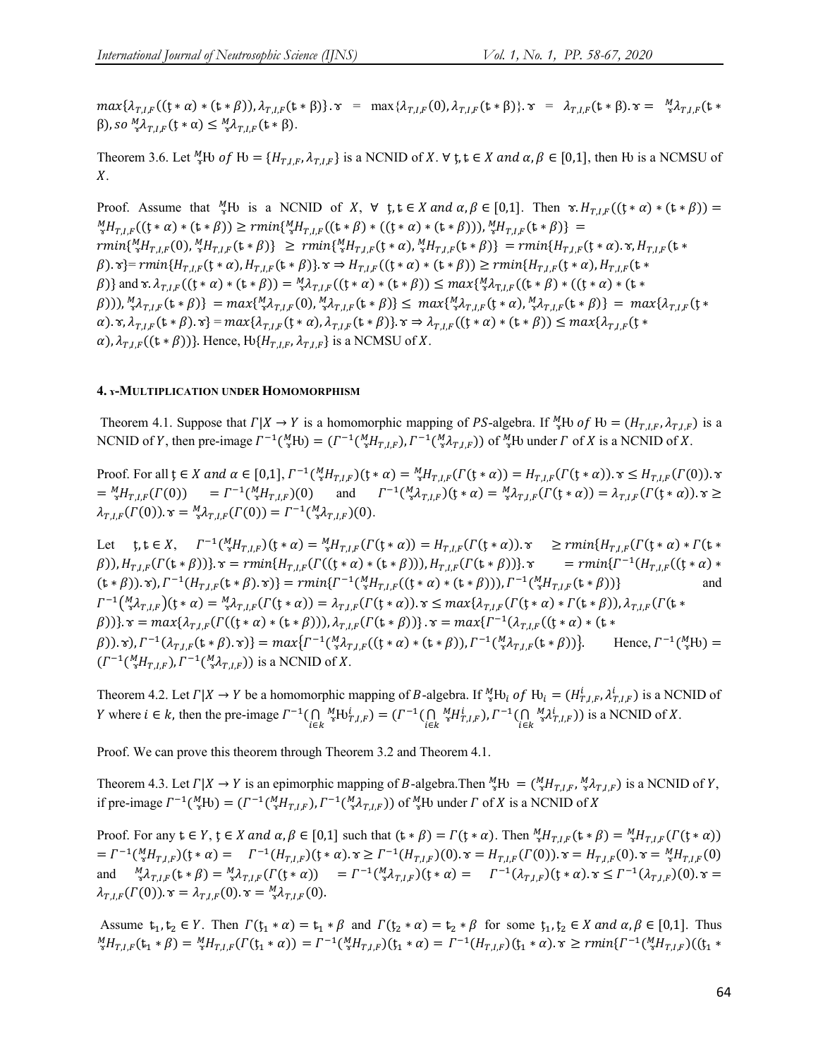$max\{\lambda_{T,I,F}((\mathfrak{t} * \alpha) * (\mathfrak{k} * \beta)), \lambda_{T,I,F}(\mathfrak{k} * \beta)\}.\curlyvee = \max\{\lambda_{T,I,F}(0), \lambda_{T,I,F}(\mathfrak{k} * \beta)\}.\curlyvee = \lambda_{T,I,F}(\mathfrak{k} * \beta).\curlyvee = {}^{M}_{\curlyvee}\lambda_{T,I,F}(\mathfrak{k} * \beta)$, so ${}^{M}_{\curlyvee}\lambda_{T,I,F}(\mathfrak{t} * \alpha) \leq {}^{M}_{\curlyvee}\lambda_{T,I,F}(\mathfrak{k} * \beta)$.

Theorem 3.6. Let ${}^{M}_{\curlyvee}\mathrm{H}$ of $\mathrm{H} = \{H_{T,I,F}, \lambda_{T,I,F}\}$ is a NCNID of $X$. $\forall\ \mathfrak{t}, \mathfrak{k} \in X$ and $\alpha, \beta \in [0,1]$, then $\mathrm{H}$ is a NCMSU of $X$.

Proof. Assume that ${}^{M}_{\curlyvee}\mathrm{H}$ is a NCNID of $X$, $\forall\ \mathfrak{t}, \mathfrak{k} \in X$ and $\alpha, \beta \in [0,1]$. Then $\curlyvee.H_{T,I,F}((\mathfrak{t} * \alpha) * (\mathfrak{k} * \beta)) = {}^{M}_{\curlyvee}H_{T,I,F}((\mathfrak{t} * \alpha) * (\mathfrak{k} * \beta)) \geq rmin\{{}^{M}_{\curlyvee}H_{T,I,F}((\mathfrak{k} * \beta) * ((\mathfrak{t} * \alpha) * (\mathfrak{k} * \beta))), {}^{M}_{\curlyvee}H_{T,I,F}(\mathfrak{k} * \beta)\} = rmin\{{}^{M}_{\curlyvee}H_{T,I,F}(0), {}^{M}_{\curlyvee}H_{T,I,F}(\mathfrak{k} * \beta)\} \geq rmin\{{}^{M}_{\curlyvee}H_{T,I,F}(\mathfrak{t} * \alpha), {}^{M}_{\curlyvee}H_{T,I,F}(\mathfrak{k} * \beta)\} = rmin\{H_{T,I,F}(\mathfrak{t} * \alpha).\curlyvee, H_{T,I,F}(\mathfrak{k} * \beta).\curlyvee\} = rmin\{H_{T,I,F}(\mathfrak{t} * \alpha), H_{T,I,F}(\mathfrak{k} * \beta)\}.\curlyvee \Rightarrow H_{T,I,F}((\mathfrak{t} * \alpha) * (\mathfrak{k} * \beta)) \geq rmin\{H_{T,I,F}(\mathfrak{t} * \alpha), H_{T,I,F}(\mathfrak{k} * \beta)\}$ and $\curlyvee.\lambda_{T,I,F}((\mathfrak{t} * \alpha) * (\mathfrak{k} * \beta)) = {}^{M}_{\curlyvee}\lambda_{T,I,F}((\mathfrak{t} * \alpha) * (\mathfrak{k} * \beta)) \leq max\{{}^{M}_{\curlyvee}\lambda_{T,I,F}((\mathfrak{k} * \beta) * ((\mathfrak{t} * \alpha) * (\mathfrak{k} * \beta))), {}^{M}_{\curlyvee}\lambda_{T,I,F}(\mathfrak{k} * \beta)\} = max\{{}^{M}_{\curlyvee}\lambda_{T,I,F}(0), {}^{M}_{\curlyvee}\lambda_{T,I,F}(\mathfrak{k} * \beta)\} \leq max\{{}^{M}_{\curlyvee}\lambda_{T,I,F}(\mathfrak{t} * \alpha), {}^{M}_{\curlyvee}\lambda_{T,I,F}(\mathfrak{k} * \beta)\} = max\{\lambda_{T,I,F}(\mathfrak{t} * \alpha).\curlyvee, \lambda_{T,I,F}(\mathfrak{k} * \beta).\curlyvee\} = max\{\lambda_{T,I,F}(\mathfrak{t} * \alpha), \lambda_{T,I,F}(\mathfrak{k} * \beta)\}.\curlyvee \Rightarrow \lambda_{T,I,F}((\mathfrak{t} * \alpha) * (\mathfrak{k} * \beta)) \leq max\{\lambda_{T,I,F}(\mathfrak{t} * \alpha), \lambda_{T,I,F}((\mathfrak{k} * \beta))\}$. Hence, $\mathrm{H}\{H_{T,I,F}, \lambda_{T,I,F}\}$ is a NCMSU of $X$.

## 4. $\curlyvee$-MULTIPLICATION UNDER HOMOMORPHISM

Theorem 4.1. Suppose that $\Gamma|X \to Y$ is a homomorphic mapping of $PS$-algebra. If ${}^{M}_{\curlyvee}\mathrm{H}$ of $\mathrm{H} = (H_{T,I,F}, \lambda_{T,I,F})$ is a NCNID of $Y$, then pre-image $\Gamma^{-1}({}^{M}_{\curlyvee}\mathrm{H}) = (\Gamma^{-1}({}^{M}_{\curlyvee}H_{T,I,F}), \Gamma^{-1}({}^{M}_{\curlyvee}\lambda_{T,I,F}))$ of ${}^{M}_{\curlyvee}\mathrm{H}$ under $\Gamma$ of $X$ is a NCNID of $X$.

Proof. For all $\mathfrak{t} \in X$ and $\alpha \in [0,1]$, $\Gamma^{-1}({}^{M}_{\curlyvee}H_{T,I,F})(\mathfrak{t} * \alpha) = {}^{M}_{\curlyvee}H_{T,I,F}(\Gamma(\mathfrak{t} * \alpha)) = H_{T,I,F}(\Gamma(\mathfrak{t} * \alpha)).\curlyvee \leq H_{T,I,F}(\Gamma(0)).\curlyvee = {}^{M}_{\curlyvee}H_{T,I,F}(\Gamma(0)) = \Gamma^{-1}({}^{M}_{\curlyvee}H_{T,I,F})(0)$ and $\Gamma^{-1}({}^{M}_{\curlyvee}\lambda_{T,I,F})(\mathfrak{t} * \alpha) = {}^{M}_{\curlyvee}\lambda_{T,I,F}(\Gamma(\mathfrak{t} * \alpha)) = \lambda_{T,I,F}(\Gamma(\mathfrak{t} * \alpha)).\curlyvee \geq \lambda_{T,I,F}(\Gamma(0)).\curlyvee = {}^{M}_{\curlyvee}\lambda_{T,I,F}(\Gamma(0)) = \Gamma^{-1}({}^{M}_{\curlyvee}\lambda_{T,I,F})(0)$.

Let $\mathfrak{t}, \mathfrak{k} \in X$, $\Gamma^{-1}({}^{M}_{\curlyvee}H_{T,I,F})(\mathfrak{t} * \alpha) = {}^{M}_{\curlyvee}H_{T,I,F}(\Gamma(\mathfrak{t} * \alpha)) = H_{T,I,F}(\Gamma(\mathfrak{t} * \alpha)).\curlyvee \geq rmin\{H_{T,I,F}(\Gamma(\mathfrak{t} * \alpha) * \Gamma(\mathfrak{k} * \beta)), H_{T,I,F}(\Gamma(\mathfrak{k} * \beta))\}.\curlyvee = rmin\{H_{T,I,F}(\Gamma((\mathfrak{t} * \alpha) * (\mathfrak{k} * \beta))), H_{T,I,F}(\Gamma(\mathfrak{k} * \beta))\}.\curlyvee = rmin\{\Gamma^{-1}(H_{T,I,F}((\mathfrak{t} * \alpha) * (\mathfrak{k} * \beta)).\curlyvee), \Gamma^{-1}(H_{T,I,F}(\mathfrak{k} * \beta).\curlyvee)\} = rmin\{\Gamma^{-1}({}^{M}_{\curlyvee}H_{T,I,F}((\mathfrak{t} * \alpha) * (\mathfrak{k} * \beta))), \Gamma^{-1}({}^{M}_{\curlyvee}H_{T,I,F}(\mathfrak{k} * \beta))\}$ and $\Gamma^{-1}({}^{M}_{\curlyvee}\lambda_{T,I,F})(\mathfrak{t} * \alpha) = {}^{M}_{\curlyvee}\lambda_{T,I,F}(\Gamma(\mathfrak{t} * \alpha)) = \lambda_{T,I,F}(\Gamma(\mathfrak{t} * \alpha)).\curlyvee \leq max\{\lambda_{T,I,F}(\Gamma(\mathfrak{t} * \alpha) * \Gamma(\mathfrak{k} * \beta)), \lambda_{T,I,F}(\Gamma(\mathfrak{k} * \beta))\}.\curlyvee = max\{\lambda_{T,I,F}(\Gamma((\mathfrak{t} * \alpha) * (\mathfrak{k} * \beta))), \lambda_{T,I,F}(\Gamma(\mathfrak{k} * \beta))\}.\curlyvee = max\{\Gamma^{-1}(\lambda_{T,I,F}((\mathfrak{t} * \alpha) * (\mathfrak{k} * \beta)).\curlyvee), \Gamma^{-1}(\lambda_{T,I,F}(\mathfrak{k} * \beta).\curlyvee)\} = max\{\Gamma^{-1}({}^{M}_{\curlyvee}\lambda_{T,I,F}((\mathfrak{t} * \alpha) * (\mathfrak{k} * \beta)), \Gamma^{-1}({}^{M}_{\curlyvee}\lambda_{T,I,F}(\mathfrak{k} * \beta))\}$. Hence, $\Gamma^{-1}({}^{M}_{\curlyvee}\mathrm{H}) = (\Gamma^{-1}({}^{M}_{\curlyvee}H_{T,I,F}), \Gamma^{-1}({}^{M}_{\curlyvee}\lambda_{T,I,F}))$ is a NCNID of $X$.

Theorem 4.2. Let $\Gamma|X \to Y$ be a homomorphic mapping of $B$-algebra. If ${}^{M}_{\curlyvee}\mathrm{H}_i$ of $\mathrm{H}_i = (H^i_{T,I,F}, \lambda^i_{T,I,F})$ is a NCNID of $Y$ where $i \in k$, then the pre-image $\Gamma^{-1}(\bigcap_{i\in k} {}^{M}_{\curlyvee}\mathrm{H}^i_{T,I,F}) = (\Gamma^{-1}(\bigcap_{i\in k} {}^{M}_{\curlyvee}H^i_{T,I,F}), \Gamma^{-1}(\bigcap_{i\in k} {}^{M}_{\curlyvee}\lambda^i_{T,I,F}))$ is a NCNID of $X$.

Proof. We can prove this theorem through Theorem 3.2 and Theorem 4.1.

Theorem 4.3. Let $\Gamma|X \to Y$ is an epimorphic mapping of $B$-algebra.Then ${}^{M}_{\curlyvee}\mathrm{H} = ({}^{M}_{\curlyvee}H_{T,I,F}, {}^{M}_{\curlyvee}\lambda_{T,I,F})$ is a NCNID of $Y$, if pre-image $\Gamma^{-1}({}^{M}_{\curlyvee}\mathrm{H}) = (\Gamma^{-1}({}^{M}_{\curlyvee}H_{T,I,F}), \Gamma^{-1}({}^{M}_{\curlyvee}\lambda_{T,I,F}))$ of ${}^{M}_{\curlyvee}\mathrm{H}$ under $\Gamma$ of $X$ is a NCNID of $X$

Proof. For any $\mathfrak{k} \in Y$, $\mathfrak{t} \in X$ and $\alpha, \beta \in [0,1]$ such that $(\mathfrak{k} * \beta) = \Gamma(\mathfrak{t} * \alpha)$. Then ${}^{M}_{\curlyvee}H_{T,I,F}(\mathfrak{k} * \beta) = {}^{M}_{\curlyvee}H_{T,I,F}(\Gamma(\mathfrak{t} * \alpha)) = \Gamma^{-1}({}^{M}_{\curlyvee}H_{T,I,F})(\mathfrak{t} * \alpha) = \Gamma^{-1}(H_{T,I,F})(\mathfrak{t} * \alpha).\curlyvee \geq \Gamma^{-1}(H_{T,I,F})(0).\curlyvee = H_{T,I,F}(\Gamma(0)).\curlyvee = H_{T,I,F}(0).\curlyvee = {}^{M}_{\curlyvee}H_{T,I,F}(0)$ and ${}^{M}_{\curlyvee}\lambda_{T,I,F}(\mathfrak{k} * \beta) = {}^{M}_{\curlyvee}\lambda_{T,I,F}(\Gamma(\mathfrak{t} * \alpha)) = \Gamma^{-1}({}^{M}_{\curlyvee}\lambda_{T,I,F})(\mathfrak{t} * \alpha) = \Gamma^{-1}(\lambda_{T,I,F})(\mathfrak{t} * \alpha).\curlyvee \leq \Gamma^{-1}(\lambda_{T,I,F})(0).\curlyvee = \lambda_{T,I,F}(\Gamma(0)).\curlyvee = \lambda_{T,I,F}(0).\curlyvee = {}^{M}_{\curlyvee}\lambda_{T,I,F}(0)$.

Assume $\mathfrak{k}_1, \mathfrak{k}_2 \in Y$. Then $\Gamma(\mathfrak{t}_1 * \alpha) = \mathfrak{k}_1 * \beta$ and $\Gamma(\mathfrak{t}_2 * \alpha) = \mathfrak{k}_2 * \beta$ for some $\mathfrak{t}_1, \mathfrak{t}_2 \in X$ and $\alpha, \beta \in [0,1]$. Thus ${}^{M}_{\curlyvee}H_{T,I,F}(\mathfrak{k}_1 * \beta) = {}^{M}_{\curlyvee}H_{T,I,F}(\Gamma(\mathfrak{t}_1 * \alpha)) = \Gamma^{-1}({}^{M}_{\curlyvee}H_{T,I,F})(\mathfrak{t}_1 * \alpha) = \Gamma^{-1}(H_{T,I,F})(\mathfrak{t}_1 * \alpha).\curlyvee \geq rmin\{\Gamma^{-1}({}^{M}_{\curlyvee}H_{T,I,F})((\mathfrak{t}_1 *$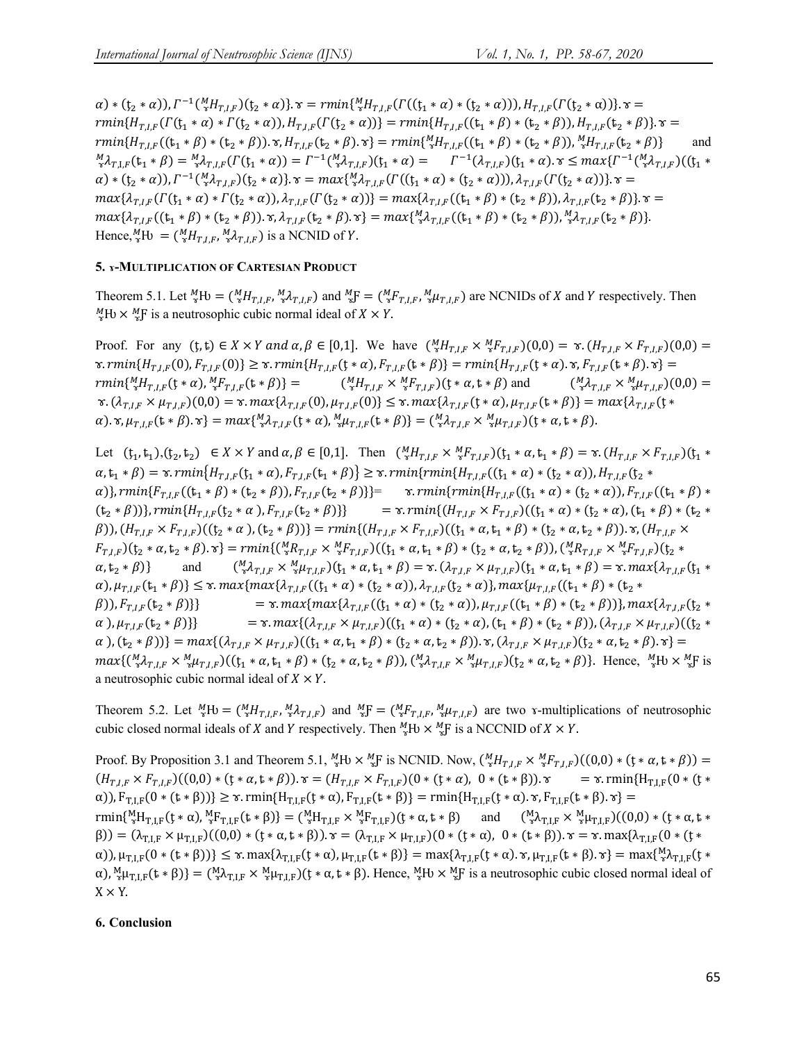$\alpha) * (\mathfrak{t}_2 * \alpha)), \Gamma^{-1}({}^M_{\curlyvee}H_{T,I,F})(\mathfrak{t}_2 * \alpha)\}.\curlyvee = rmin\{{}^M_{\curlyvee}H_{T,I,F}(\Gamma((\mathfrak{t}_1 * \alpha) * (\mathfrak{t}_2 * \alpha))), H_{T,I,F}(\Gamma(\mathfrak{t}_2 * \alpha))\}.\curlyvee = rmin\{H_{T,I,F}(\Gamma(\mathfrak{t}_1 * \alpha) * \Gamma(\mathfrak{t}_2 * \alpha)), H_{T,I,F}(\Gamma(\mathfrak{t}_2 * \alpha))\} = rmin\{H_{T,I,F}((\mathfrak{t}_1 * \beta) * (\mathfrak{t}_2 * \beta)), H_{T,I,F}(\mathfrak{t}_2 * \beta)\}.\curlyvee = rmin\{H_{T,I,F}((\mathfrak{t}_1 * \beta) * (\mathfrak{t}_2 * \beta)).\curlyvee, H_{T,I,F}(\mathfrak{t}_2 * \beta).\curlyvee\} = rmin\{{}^M_{\curlyvee}H_{T,I,F}((\mathfrak{t}_1 * \beta) * (\mathfrak{t}_2 * \beta)), {}^M_{\curlyvee}H_{T,I,F}(\mathfrak{t}_2 * \beta)\}$ and ${}^M_{\curlyvee}\lambda_{T,I,F}(\mathfrak{t}_1 * \beta) = {}^M_{\curlyvee}\lambda_{T,I,F}(\Gamma(\mathfrak{t}_1 * \alpha)) = \Gamma^{-1}({}^M_{\curlyvee}\lambda_{T,I,F})(\mathfrak{t}_1 * \alpha) = \Gamma^{-1}(\lambda_{T,I,F})(\mathfrak{t}_1 * \alpha).\curlyvee \leq max\{\Gamma^{-1}({}^M_{\curlyvee}\lambda_{T,I,F})((\mathfrak{t}_1 * \alpha) * (\mathfrak{t}_2 * \alpha)), \Gamma^{-1}({}^M_{\curlyvee}\lambda_{T,I,F})(\mathfrak{t}_2 * \alpha)\}.\curlyvee = max\{{}^M_{\curlyvee}\lambda_{T,I,F}(\Gamma((\mathfrak{t}_1 * \alpha) * (\mathfrak{t}_2 * \alpha))), \lambda_{T,I,F}(\Gamma(\mathfrak{t}_2 * \alpha))\}.\curlyvee = max\{\lambda_{T,I,F}(\Gamma(\mathfrak{t}_1 * \alpha) * \Gamma(\mathfrak{t}_2 * \alpha)), \lambda_{T,I,F}(\Gamma(\mathfrak{t}_2 * \alpha))\} = max\{\lambda_{T,I,F}((\mathfrak{t}_1 * \beta) * (\mathfrak{t}_2 * \beta)), \lambda_{T,I,F}(\mathfrak{t}_2 * \beta)\}.\curlyvee = max\{\lambda_{T,I,F}((\mathfrak{t}_1 * \beta) * (\mathfrak{t}_2 * \beta)).\curlyvee, \lambda_{T,I,F}(\mathfrak{t}_2 * \beta).\curlyvee\} = max\{{}^M_{\curlyvee}\lambda_{T,I,F}((\mathfrak{t}_1 * \beta) * (\mathfrak{t}_2 * \beta)), {}^M_{\curlyvee}\lambda_{T,I,F}(\mathfrak{t}_2 * \beta)\}$.
Hence, ${}^M_{\curlyvee}\text{Ƕ} = ({}^M_{\curlyvee}H_{T,I,F}, {}^M_{\curlyvee}\lambda_{T,I,F})$ is a NCNID of $Y$.

## 5. ɤ-Multiplication of Cartesian Product

Theorem 5.1. Let ${}^M_{\curlyvee}\text{Ƕ} = ({}^M_{\curlyvee}H_{T,I,F}, {}^M_{\curlyvee}\lambda_{T,I,F})$ and ${}^M_{\curlyvee}\mathfrak{F} = ({}^M_{\curlyvee}F_{T,I,F}, {}^M_{\curlyvee}\mu_{T,I,F})$ are NCNIDs of $X$ and $Y$ respectively. Then ${}^M_{\curlyvee}\text{Ƕ} \times {}^M_{\curlyvee}\mathfrak{F}$ is a neutrosophic cubic normal ideal of $X \times Y$.

Proof. For any $(\mathfrak{t}, \mathfrak{t}) \in X \times Y$ and $\alpha, \beta \in [0,1]$. We have $({}^M_{\curlyvee}H_{T,I,F} \times {}^M_{\curlyvee}F_{T,I,F})(0,0) = \curlyvee.(H_{T,I,F} \times F_{T,I,F})(0,0) = \curlyvee.rmin\{H_{T,I,F}(0), F_{T,I,F}(0)\} \geq \curlyvee.rmin\{H_{T,I,F}(\mathfrak{t} * \alpha), F_{T,I,F}(\mathfrak{t} * \beta)\} = rmin\{H_{T,I,F}(\mathfrak{t} * \alpha).\curlyvee, F_{T,I,F}(\mathfrak{t} * \beta).\curlyvee\} = rmin\{{}^M_{\curlyvee}H_{T,I,F}(\mathfrak{t} * \alpha), {}^M_{\curlyvee}F_{T,I,F}(\mathfrak{t} * \beta)\} = ({}^M_{\curlyvee}H_{T,I,F} \times {}^M_{\curlyvee}F_{T,I,F})(\mathfrak{t} * \alpha, \mathfrak{t} * \beta)$ and $({}^M_{\curlyvee}\lambda_{T,I,F} \times {}^M_{\curlyvee}\mu_{T,I,F})(0,0) = \curlyvee.(\lambda_{T,I,F} \times \mu_{T,I,F})(0,0) = \curlyvee.max\{\lambda_{T,I,F}(0), \mu_{T,I,F}(0)\} \leq \curlyvee.max\{\lambda_{T,I,F}(\mathfrak{t} * \alpha), \mu_{T,I,F}(\mathfrak{t} * \beta)\} = max\{\lambda_{T,I,F}(\mathfrak{t} * \alpha).\curlyvee, \mu_{T,I,F}(\mathfrak{t} * \beta).\curlyvee\} = max\{{}^M_{\curlyvee}\lambda_{T,I,F}(\mathfrak{t} * \alpha), {}^M_{\curlyvee}\mu_{T,I,F}(\mathfrak{t} * \beta)\} = ({}^M_{\curlyvee}\lambda_{T,I,F} \times {}^M_{\curlyvee}\mu_{T,I,F})(\mathfrak{t} * \alpha, \mathfrak{t} * \beta)$.

Let $(\mathfrak{t}_1, \mathfrak{t}_1), (\mathfrak{t}_2, \mathfrak{t}_2) \in X \times Y$ and $\alpha, \beta \in [0,1]$. Then $({}^M_{\curlyvee}H_{T,I,F} \times {}^M_{\curlyvee}F_{T,I,F})(\mathfrak{t}_1 * \alpha, \mathfrak{t}_1 * \beta) = \curlyvee.(H_{T,I,F} \times F_{T,I,F})(\mathfrak{t}_1 * \alpha, \mathfrak{t}_1 * \beta) = \curlyvee.rmin\{H_{T,I,F}(\mathfrak{t}_1 * \alpha), F_{T,I,F}(\mathfrak{t}_1 * \beta)\} \geq \curlyvee.rmin\{rmin\{H_{T,I,F}((\mathfrak{t}_1 * \alpha) * (\mathfrak{t}_2 * \alpha)), H_{T,I,F}(\mathfrak{t}_2 * \alpha)\}, rmin\{F_{T,I,F}((\mathfrak{t}_1 * \beta) * (\mathfrak{t}_2 * \beta)), F_{T,I,F}(\mathfrak{t}_2 * \beta)\}\} = \curlyvee.rmin\{rmin\{H_{T,I,F}((\mathfrak{t}_1 * \alpha) * (\mathfrak{t}_2 * \alpha)), F_{T,I,F}((\mathfrak{t}_1 * \beta) * (\mathfrak{t}_2 * \beta))\}, rmin\{H_{T,I,F}(\mathfrak{t}_2 * \alpha), F_{T,I,F}(\mathfrak{t}_2 * \beta)\}\} = \curlyvee.rmin\{(H_{T,I,F} \times F_{T,I,F})((\mathfrak{t}_1 * \alpha) * (\mathfrak{t}_2 * \alpha), (\mathfrak{t}_1 * \beta) * (\mathfrak{t}_2 * \beta)), (H_{T,I,F} \times F_{T,I,F})((\mathfrak{t}_2 * \alpha), (\mathfrak{t}_2 * \beta))\} = rmin\{(H_{T,I,F} \times F_{T,I,F})((\mathfrak{t}_1 * \alpha, \mathfrak{t}_1 * \beta) * (\mathfrak{t}_2 * \alpha, \mathfrak{t}_2 * \beta)).\curlyvee, (H_{T,I,F} \times F_{T,I,F})(\mathfrak{t}_2 * \alpha, \mathfrak{t}_2 * \beta).\curlyvee\} = rmin\{({}^M_{\curlyvee}R_{T,I,F} \times {}^M_{\curlyvee}F_{T,I,F})((\mathfrak{t}_1 * \alpha, \mathfrak{t}_1 * \beta) * (\mathfrak{t}_2 * \alpha, \mathfrak{t}_2 * \beta)), ({}^M_{\curlyvee}R_{T,I,F} \times {}^M_{\curlyvee}F_{T,I,F})(\mathfrak{t}_2 * \alpha, \mathfrak{t}_2 * \beta)\}$ and $({}^M_{\curlyvee}\lambda_{T,I,F} \times {}^M_{\curlyvee}\mu_{T,I,F})(\mathfrak{t}_1 * \alpha, \mathfrak{t}_1 * \beta) = \curlyvee.(\lambda_{T,I,F} \times \mu_{T,I,F})(\mathfrak{t}_1 * \alpha, \mathfrak{t}_1 * \beta) = \curlyvee.max\{\lambda_{T,I,F}(\mathfrak{t}_1 * \alpha), \mu_{T,I,F}(\mathfrak{t}_1 * \beta)\} \leq \curlyvee.max\{max\{\lambda_{T,I,F}((\mathfrak{t}_1 * \alpha) * (\mathfrak{t}_2 * \alpha)), \lambda_{T,I,F}(\mathfrak{t}_2 * \alpha)\}, max\{\mu_{T,I,F}((\mathfrak{t}_1 * \beta) * (\mathfrak{t}_2 * \beta)), F_{T,I,F}(\mathfrak{t}_2 * \beta)\}\} = \curlyvee.max\{max\{\lambda_{T,I,F}((\mathfrak{t}_1 * \alpha) * (\mathfrak{t}_2 * \alpha)), \mu_{T,I,F}((\mathfrak{t}_1 * \beta) * (\mathfrak{t}_2 * \beta))\}, max\{\lambda_{T,I,F}(\mathfrak{t}_2 * \alpha), \mu_{T,I,F}(\mathfrak{t}_2 * \beta)\}\} = \curlyvee.max\{(\lambda_{T,I,F} \times \mu_{T,I,F})((\mathfrak{t}_1 * \alpha) * (\mathfrak{t}_2 * \alpha), (\mathfrak{t}_1 * \beta) * (\mathfrak{t}_2 * \beta)), (\lambda_{T,I,F} \times \mu_{T,I,F})((\mathfrak{t}_2 * \alpha), (\mathfrak{t}_2 * \beta))\} = max\{(\lambda_{T,I,F} \times \mu_{T,I,F})((\mathfrak{t}_1 * \alpha, \mathfrak{t}_1 * \beta) * (\mathfrak{t}_2 * \alpha, \mathfrak{t}_2 * \beta)).\curlyvee, (\lambda_{T,I,F} \times \mu_{T,I,F})(\mathfrak{t}_2 * \alpha, \mathfrak{t}_2 * \beta).\curlyvee\} = max\{({}^M_{\curlyvee}\lambda_{T,I,F} \times {}^M_{\curlyvee}\mu_{T,I,F})((\mathfrak{t}_1 * \alpha, \mathfrak{t}_1 * \beta) * (\mathfrak{t}_2 * \alpha, \mathfrak{t}_2 * \beta)), ({}^M_{\curlyvee}\lambda_{T,I,F} \times {}^M_{\curlyvee}\mu_{T,I,F})(\mathfrak{t}_2 * \alpha, \mathfrak{t}_2 * \beta)\}$. Hence, ${}^M_{\curlyvee}\text{Ƕ} \times {}^M_{\curlyvee}\mathfrak{F}$ is a neutrosophic cubic normal ideal of $X \times Y$.

Theorem 5.2. Let ${}^M_{\curlyvee}\text{Ƕ} = ({}^M_{\curlyvee}H_{T,I,F}, {}^M_{\curlyvee}\lambda_{T,I,F})$ and ${}^M_{\curlyvee}\mathfrak{F} = ({}^M_{\curlyvee}F_{T,I,F}, {}^M_{\curlyvee}\mu_{T,I,F})$ are two ɤ-multiplications of neutrosophic cubic closed normal ideals of $X$ and $Y$ respectively. Then ${}^M_{\curlyvee}\text{Ƕ} \times {}^M_{\curlyvee}\mathfrak{F}$ is a NCCNID of $X \times Y$.

Proof. By Proposition 3.1 and Theorem 5.1, ${}^M_{\curlyvee}\text{Ƕ} \times {}^M_{\curlyvee}\mathfrak{F}$ is NCNID. Now, $({}^M_{\curlyvee}H_{T,I,F} \times {}^M_{\curlyvee}F_{T,I,F})((0,0) * (\mathfrak{t} * \alpha, \mathfrak{t} * \beta)) = (H_{T,I,F} \times F_{T,I,F})((0,0) * (\mathfrak{t} * \alpha, \mathfrak{t} * \beta)).\curlyvee = (H_{T,I,F} \times F_{T,I,F})(0 * (\mathfrak{t} * \alpha), 0 * (\mathfrak{t} * \beta)).\curlyvee = \curlyvee.rmin\{H_{T,I,F}(0 * (\mathfrak{t} * \alpha)), F_{T,I,F}(0 * (\mathfrak{t} * \beta))\} \geq \curlyvee.rmin\{H_{T,I,F}(\mathfrak{t} * \alpha), F_{T,I,F}(\mathfrak{t} * \beta)\} = rmin\{H_{T,I,F}(\mathfrak{t} * \alpha).\curlyvee, F_{T,I,F}(\mathfrak{t} * \beta).\curlyvee\} = rmin\{{}^M_{\curlyvee}H_{T,I,F}(\mathfrak{t} * \alpha), {}^M_{\curlyvee}F_{T,I,F}(\mathfrak{t} * \beta)\} = ({}^M_{\curlyvee}H_{T,I,F} \times {}^M_{\curlyvee}F_{T,I,F})(\mathfrak{t} * \alpha, \mathfrak{t} * \beta)$ and $({}^M_{\curlyvee}\lambda_{T,I,F} \times {}^M_{\curlyvee}\mu_{T,I,F})((0,0) * (\mathfrak{t} * \alpha, \mathfrak{t} * \beta)) = (\lambda_{T,I,F} \times \mu_{T,I,F})((0,0) * (\mathfrak{t} * \alpha, \mathfrak{t} * \beta)).\curlyvee = (\lambda_{T,I,F} \times \mu_{T,I,F})(0 * (\mathfrak{t} * \alpha), 0 * (\mathfrak{t} * \beta)).\curlyvee = \curlyvee.max\{\lambda_{T,I,F}(0 * (\mathfrak{t} * \alpha)), \mu_{T,I,F}(0 * (\mathfrak{t} * \beta))\} \leq \curlyvee.max\{\lambda_{T,I,F}(\mathfrak{t} * \alpha), \mu_{T,I,F}(\mathfrak{t} * \beta)\} = max\{\lambda_{T,I,F}(\mathfrak{t} * \alpha).\curlyvee, \mu_{T,I,F}(\mathfrak{t} * \beta).\curlyvee\} = max\{{}^M_{\curlyvee}\lambda_{T,I,F}(\mathfrak{t} * \alpha), {}^M_{\curlyvee}\mu_{T,I,F}(\mathfrak{t} * \beta)\} = ({}^M_{\curlyvee}\lambda_{T,I,F} \times {}^M_{\curlyvee}\mu_{T,I,F})(\mathfrak{t} * \alpha, \mathfrak{t} * \beta)$. Hence, ${}^M_{\curlyvee}\text{Ƕ} \times {}^M_{\curlyvee}\mathfrak{F}$ is a neutrosophic cubic closed normal ideal of $X \times Y$.

## 6. Conclusion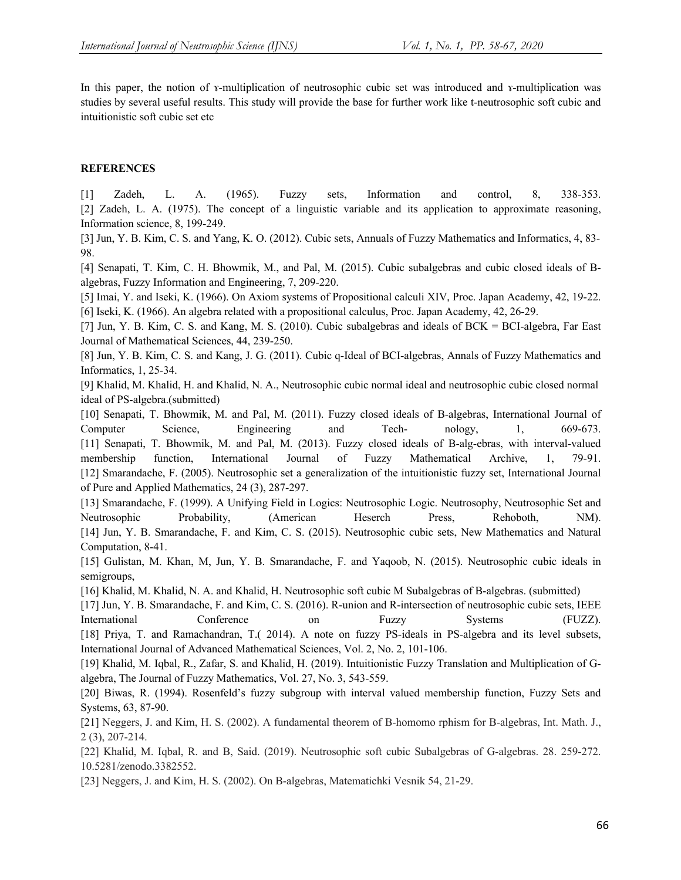In this paper, the notion of ɤ-multiplication of neutrosophic cubic set was introduced and ɤ-multiplication was studies by several useful results. This study will provide the base for further work like t-neutrosophic soft cubic and intuitionistic soft cubic set etc

**REFERENCES**

[1] Zadeh, L. A. (1965). Fuzzy sets, Information and control, 8, 338-353.

[2] Zadeh, L. A. (1975). The concept of a linguistic variable and its application to approximate reasoning, Information science, 8, 199-249.

[3] Jun, Y. B. Kim, C. S. and Yang, K. O. (2012). Cubic sets, Annuals of Fuzzy Mathematics and Informatics, 4, 83-98.

[4] Senapati, T. Kim, C. H. Bhowmik, M., and Pal, M. (2015). Cubic subalgebras and cubic closed ideals of B-algebras, Fuzzy Information and Engineering, 7, 209-220.

[5] Imai, Y. and Iseki, K. (1966). On Axiom systems of Propositional calculi XIV, Proc. Japan Academy, 42, 19-22.

[6] Iseki, K. (1966). An algebra related with a propositional calculus, Proc. Japan Academy, 42, 26-29.

[7] Jun, Y. B. Kim, C. S. and Kang, M. S. (2010). Cubic subalgebras and ideals of BCK = BCI-algebra, Far East Journal of Mathematical Sciences, 44, 239-250.

[8] Jun, Y. B. Kim, C. S. and Kang, J. G. (2011). Cubic q-Ideal of BCI-algebras, Annals of Fuzzy Mathematics and Informatics, 1, 25-34.

[9] Khalid, M. Khalid, H. and Khalid, N. A., Neutrosophic cubic normal ideal and neutrosophic cubic closed normal ideal of PS-algebra.(submitted)

[10] Senapati, T. Bhowmik, M. and Pal, M. (2011). Fuzzy closed ideals of B-algebras, International Journal of Computer Science, Engineering and Tech- nology, 1, 669-673.

[11] Senapati, T. Bhowmik, M. and Pal, M. (2013). Fuzzy closed ideals of B-alg-ebras, with interval-valued membership function, International Journal of Fuzzy Mathematical Archive, 1, 79-91.

[12] Smarandache, F. (2005). Neutrosophic set a generalization of the intuitionistic fuzzy set, International Journal of Pure and Applied Mathematics, 24 (3), 287-297.

[13] Smarandache, F. (1999). A Unifying Field in Logics: Neutrosophic Logic. Neutrosophy, Neutrosophic Set and Neutrosophic Probability, (American Heserch Press, Rehoboth, NM).

[14] Jun, Y. B. Smarandache, F. and Kim, C. S. (2015). Neutrosophic cubic sets, New Mathematics and Natural Computation, 8-41.

[15] Gulistan, M. Khan, M, Jun, Y. B. Smarandache, F. and Yaqoob, N. (2015). Neutrosophic cubic ideals in semigroups,

[16] Khalid, M. Khalid, N. A. and Khalid, H. Neutrosophic soft cubic M Subalgebras of B-algebras. (submitted)

[17] Jun, Y. B. Smarandache, F. and Kim, C. S. (2016). R-union and R-intersection of neutrosophic cubic sets, IEEE International Conference on Fuzzy Systems (FUZZ).

[18] Priya, T. and Ramachandran, T.( 2014). A note on fuzzy PS-ideals in PS-algebra and its level subsets, International Journal of Advanced Mathematical Sciences, Vol. 2, No. 2, 101-106.

[19] Khalid, M. Iqbal, R., Zafar, S. and Khalid, H. (2019). Intuitionistic Fuzzy Translation and Multiplication of G-algebra, The Journal of Fuzzy Mathematics, Vol. 27, No. 3, 543-559.

[20] Biwas, R. (1994). Rosenfeld's fuzzy subgroup with interval valued membership function, Fuzzy Sets and Systems, 63, 87-90.

[21] Neggers, J. and Kim, H. S. (2002). A fundamental theorem of B-homomo rphism for B-algebras, Int. Math. J., 2 (3), 207-214.

[22] Khalid, M. Iqbal, R. and B, Said. (2019). Neutrosophic soft cubic Subalgebras of G-algebras. 28. 259-272. 10.5281/zenodo.3382552.

[23] Neggers, J. and Kim, H. S. (2002). On B-algebras, Matematichki Vesnik 54, 21-29.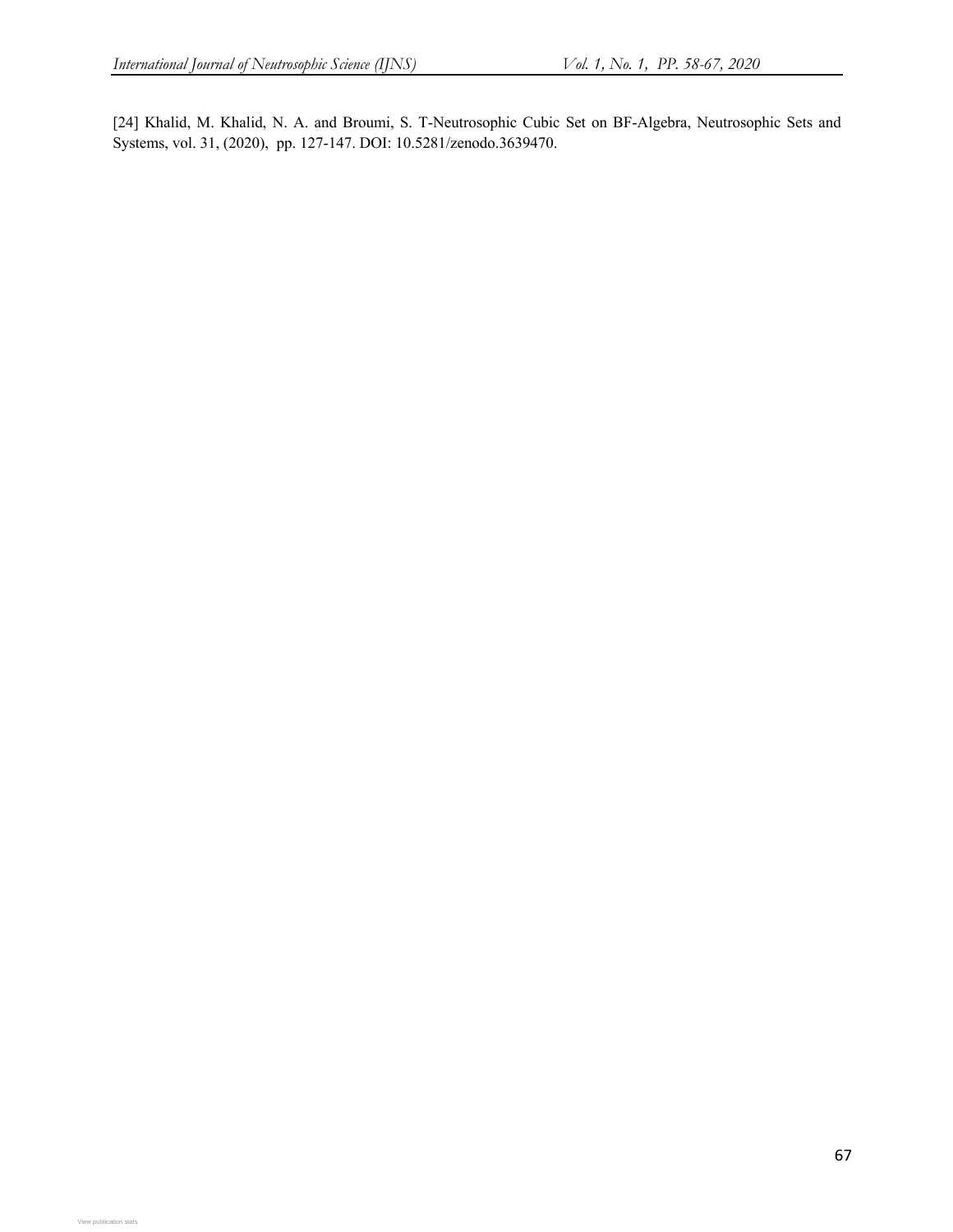[24] Khalid, M. Khalid, N. A. and Broumi, S. T-Neutrosophic Cubic Set on BF-Algebra, Neutrosophic Sets and Systems, vol. 31, (2020), pp. 127-147. DOI: 10.5281/zenodo.3639470.